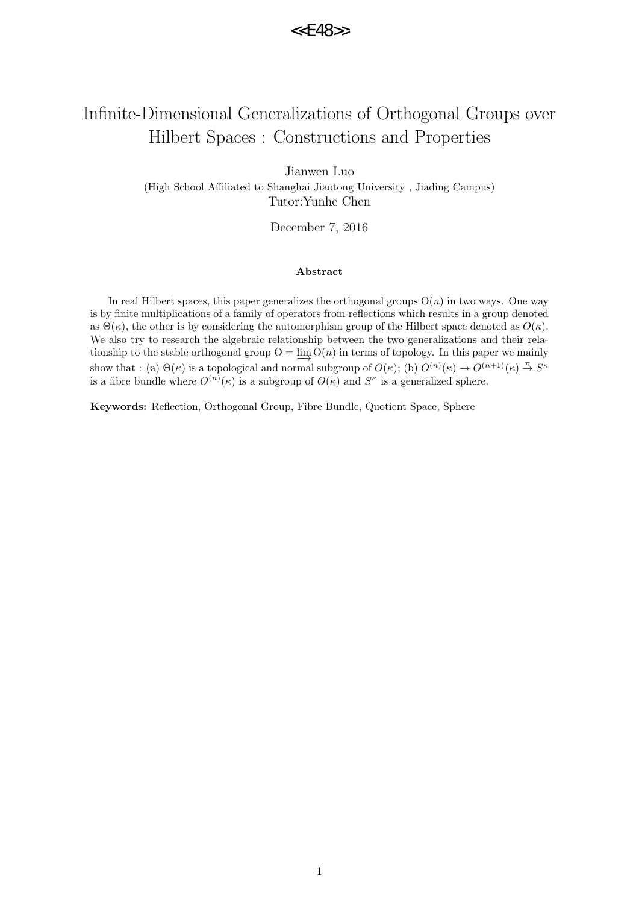<<E48>>

# Infinite-Dimensional Generalizations of Orthogonal Groups over Hilbert Spaces : Constructions and Properties

Jianwen Luo

(High School Affiliated to Shanghai Jiaotong University , Jiading Campus)

Tutor:Yunhe Chen

December 7, 2016

### Abstract

In real Hilbert spaces, this paper generalizes the orthogonal groups $\mathrm{O}(n)$ in two ways. One way is by finite multiplications of a family of operators from reflections which results in a group denoted as $\Theta(\kappa)$, the other is by considering the automorphism group of the Hilbert space denoted as $O(\kappa)$. We also try to research the algebraic relationship between the two generalizations and their relationship to the stable orthogonal group $\mathrm{O} = \varinjlim \mathrm{O}(n)$ in terms of topology. In this paper we mainly show that : (a) $\Theta(\kappa)$ is a topological and normal subgroup of $O(\kappa)$; (b) $O^{(n)}(\kappa) \to O^{(n+1)}(\kappa) \xrightarrow{\pi} S^{\kappa}$ is a fibre bundle where $O^{(n)}(\kappa)$ is a subgroup of $O(\kappa)$ and $S^{\kappa}$ is a generalized sphere.

**Keywords:** Reflection, Orthogonal Group, Fibre Bundle, Quotient Space, Sphere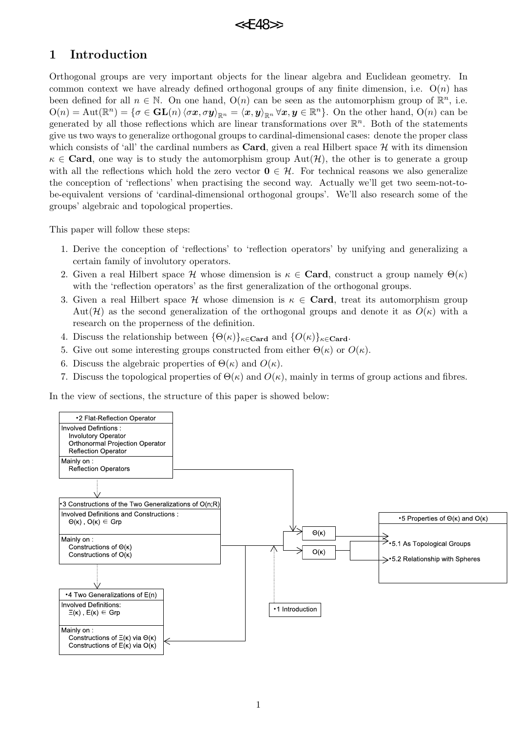# 1 Introduction

Orthogonal groups are very important objects for the linear algebra and Euclidean geometry. In common context we have already defined orthogonal groups of any finite dimension, i.e. $\mathrm{O}(n)$ has been defined for all $n \in \mathbb{N}$. On one hand, $\mathrm{O}(n)$ can be seen as the automorphism group of $\mathbb{R}^n$, i.e. $\mathrm{O}(n) = \mathrm{Aut}(\mathbb{R}^n) = \{\sigma \in \mathbf{GL}(n)\, \langle \sigma \boldsymbol{x}, \sigma \boldsymbol{y} \rangle_{\mathbb{R}^n} = \langle \boldsymbol{x}, \boldsymbol{y} \rangle_{\mathbb{R}^n} \,\forall \boldsymbol{x}, \boldsymbol{y} \in \mathbb{R}^n\}$. On the other hand, $\mathrm{O}(n)$ can be generated by all those reflections which are linear transformations over $\mathbb{R}^n$. Both of the statements give us two ways to generalize orthogonal groups to cardinal-dimensional cases: denote the proper class which consists of 'all' the cardinal numbers as $\mathbf{Card}$, given a real Hilbert space $\mathcal{H}$ with its dimension $\kappa \in \mathbf{Card}$, one way is to study the automorphism group $\mathrm{Aut}(\mathcal{H})$, the other is to generate a group with all the reflections which hold the zero vector $\mathbf{0} \in \mathcal{H}$. For technical reasons we also generalize the conception of 'reflections' when practising the second way. Actually we'll get two seem-not-to-be-equivalent versions of 'cardinal-dimensional orthogonal groups'. We'll also research some of the groups' algebraic and topological properties.

This paper will follow these steps:

1. Derive the conception of 'reflections' to 'reflection operators' by unifying and generalizing a certain family of involutory operators.
2. Given a real Hilbert space $\mathcal{H}$ whose dimension is $\kappa \in \mathbf{Card}$, construct a group namely $\Theta(\kappa)$ with the 'reflection operators' as the first generalization of the orthogonal groups.
3. Given a real Hilbert space $\mathcal{H}$ whose dimension is $\kappa \in \mathbf{Card}$, treat its automorphism group $\mathrm{Aut}(\mathcal{H})$ as the second generalization of the orthogonal groups and denote it as $O(\kappa)$ with a research on the properness of the definition.
4. Discuss the relationship between $\{\Theta(\kappa)\}_{\kappa \in \mathbf{Card}}$ and $\{O(\kappa)\}_{\kappa \in \mathbf{Card}}$.
5. Give out some interesting groups constructed from either $\Theta(\kappa)$ or $O(\kappa)$.
6. Discuss the algebraic properties of $\Theta(\kappa)$ and $O(\kappa)$.
7. Discuss the topological properties of $\Theta(\kappa)$ and $O(\kappa)$, mainly in terms of group actions and fibres.

In the view of sections, the structure of this paper is showed below:

- •2 Flat-Reflection Operator
  - Involved Defintions: Involutory Operator; Orthonormal Projection Operator; Reflection Operator
  - Mainly on: Reflection Operators
- •3 Constructions of the Two Generalizations of O(n;R)
  - Involved Definitions and Constructions: $\Theta(\kappa)$, $O(\kappa) \in$ Grp
  - Mainly on: Constructions of $\Theta(\kappa)$; Constructions of $O(\kappa)$
- •4 Two Generalizations of E(n)
  - Involved Definitions: $\Xi(\kappa)$, $E(\kappa) \in$ Grp
  - Mainly on: Constructions of $\Xi(\kappa)$ via $\Theta(\kappa)$; Constructions of $E(\kappa)$ via $O(\kappa)$
- •1 Introduction
- $\Theta(\kappa)$, $O(\kappa)$
- •5 Properties of $\Theta(\kappa)$ and $O(\kappa)$
  - •5.1 As Topological Groups
  - •5.2 Relationship with Spheres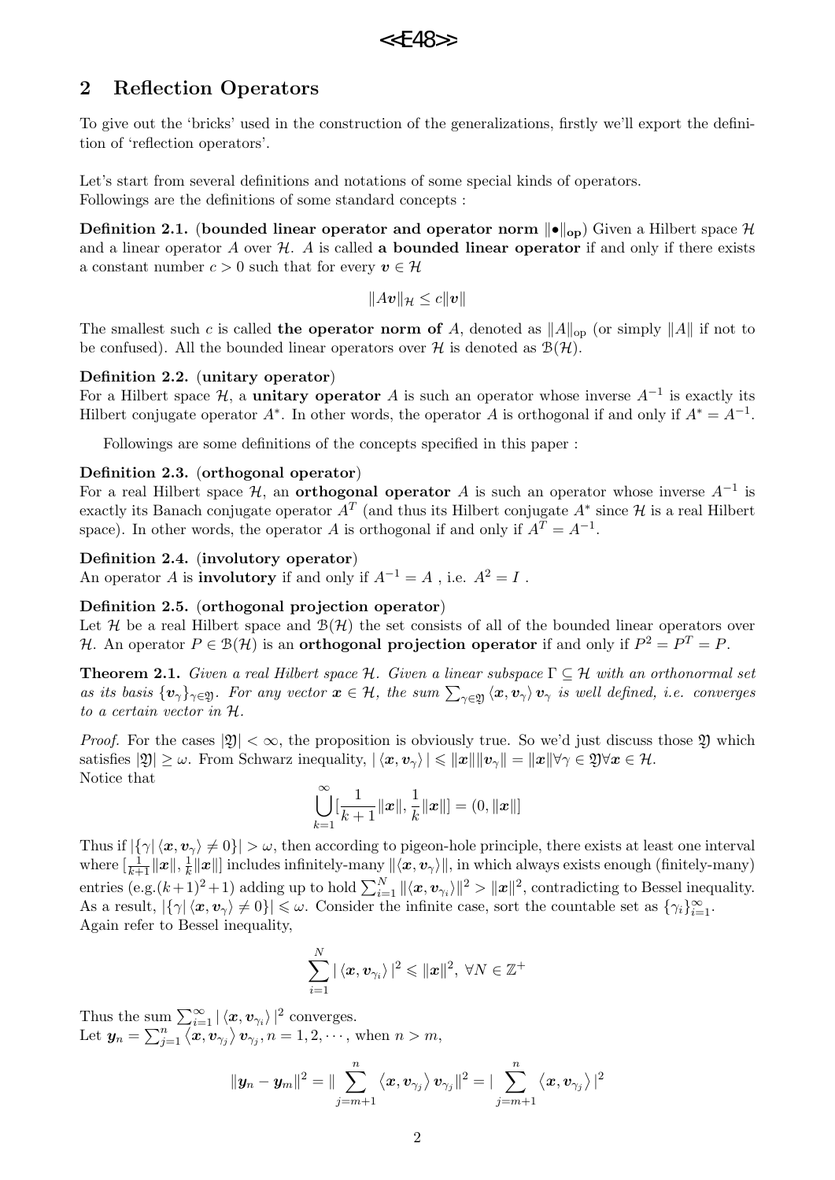## 2 Reflection Operators

To give out the 'bricks' used in the construction of the generalizations, firstly we'll export the definition of 'reflection operators'.

Let's start from several definitions and notations of some special kinds of operators.
Followings are the definitions of some standard concepts :

**Definition 2.1.** (**bounded linear operator and operator norm $\|\bullet\|_{\mathbf{op}}$**) Given a Hilbert space $\mathcal{H}$ and a linear operator $A$ over $\mathcal{H}$. $A$ is called **a bounded linear operator** if and only if there exists a constant number $c > 0$ such that for every $\boldsymbol{v} \in \mathcal{H}$

$$\|A\boldsymbol{v}\|_{\mathcal{H}} \leq c\|\boldsymbol{v}\|$$

The smallest such $c$ is called **the operator norm of** $A$, denoted as $\|A\|_{\text{op}}$ (or simply $\|A\|$ if not to be confused). All the bounded linear operators over $\mathcal{H}$ is denoted as $\mathcal{B}(\mathcal{H})$.

**Definition 2.2.** (**unitary operator**)
For a Hilbert space $\mathcal{H}$, a **unitary operator** $A$ is such an operator whose inverse $A^{-1}$ is exactly its Hilbert conjugate operator $A^*$. In other words, the operator $A$ is orthogonal if and only if $A^* = A^{-1}$.

Followings are some definitions of the concepts specified in this paper :

**Definition 2.3.** (**orthogonal operator**)
For a real Hilbert space $\mathcal{H}$, an **orthogonal operator** $A$ is such an operator whose inverse $A^{-1}$ is exactly its Banach conjugate operator $A^T$ (and thus its Hilbert conjugate $A^*$ since $\mathcal{H}$ is a real Hilbert space). In other words, the operator $A$ is orthogonal if and only if $A^T = A^{-1}$.

**Definition 2.4.** (**involutory operator**)
An operator $A$ is **involutory** if and only if $A^{-1} = A$ , i.e. $A^2 = I$ .

**Definition 2.5.** (**orthogonal projection operator**)
Let $\mathcal{H}$ be a real Hilbert space and $\mathcal{B}(\mathcal{H})$ the set consists of all of the bounded linear operators over $\mathcal{H}$. An operator $P \in \mathcal{B}(\mathcal{H})$ is an **orthogonal projection operator** if and only if $P^2 = P^T = P$.

**Theorem 2.1.** *Given a real Hilbert space $\mathcal{H}$. Given a linear subspace $\Gamma \subseteq \mathcal{H}$ with an orthonormal set as its basis $\{\boldsymbol{v}_\gamma\}_{\gamma\in\mathfrak{Y}}$. For any vector $\boldsymbol{x} \in \mathcal{H}$, the sum $\sum_{\gamma\in\mathfrak{Y}} \langle \boldsymbol{x}, \boldsymbol{v}_\gamma \rangle \boldsymbol{v}_\gamma$ is well defined, i.e. converges to a certain vector in $\mathcal{H}$.*

*Proof.* For the cases $|\mathfrak{Y}| < \infty$, the proposition is obviously true. So we'd just discuss those $\mathfrak{Y}$ which satisfies $|\mathfrak{Y}| \geq \omega$. From Schwarz inequality, $|\langle \boldsymbol{x}, \boldsymbol{v}_\gamma \rangle| \leqslant \|\boldsymbol{x}\|\|\boldsymbol{v}_\gamma\| = \|\boldsymbol{x}\| \forall \gamma \in \mathfrak{Y} \forall \boldsymbol{x} \in \mathcal{H}$.
Notice that

$$\bigcup_{k=1}^{\infty} [\frac{1}{k+1}\|\boldsymbol{x}\|, \frac{1}{k}\|\boldsymbol{x}\|] = (0, \|\boldsymbol{x}\|]$$

Thus if $|\{\gamma | \langle \boldsymbol{x}, \boldsymbol{v}_\gamma \rangle \neq 0\}| > \omega$, then according to pigeon-hole principle, there exists at least one interval where $[\frac{1}{k+1}\|\boldsymbol{x}\|, \frac{1}{k}\|\boldsymbol{x}\|]$ includes infinitely-many $\|\langle \boldsymbol{x}, \boldsymbol{v}_\gamma \rangle\|$, in which always exists enough (finitely-many) entries (e.g.$(k+1)^2+1$) adding up to hold $\sum_{i=1}^{N} \|\langle \boldsymbol{x}, \boldsymbol{v}_{\gamma_i} \rangle\|^2 > \|\boldsymbol{x}\|^2$, contradicting to Bessel inequality. As a result, $|\{\gamma | \langle \boldsymbol{x}, \boldsymbol{v}_\gamma \rangle \neq 0\}| \leqslant \omega$. Consider the infinite case, sort the countable set as $\{\gamma_i\}_{i=1}^{\infty}$.
Again refer to Bessel inequality,

$$\sum_{i=1}^{N} |\langle \boldsymbol{x}, \boldsymbol{v}_{\gamma_i} \rangle|^2 \leqslant \|\boldsymbol{x}\|^2, \ \forall N \in \mathbb{Z}^+$$

Thus the sum $\sum_{i=1}^{\infty} |\langle \boldsymbol{x}, \boldsymbol{v}_{\gamma_i} \rangle|^2$ converges.
Let $\boldsymbol{y}_n = \sum_{j=1}^{n} \langle \boldsymbol{x}, \boldsymbol{v}_{\gamma_j} \rangle \boldsymbol{v}_{\gamma_j}, n = 1, 2, \cdots$, when $n > m$,

$$\|\boldsymbol{y}_n - \boldsymbol{y}_m\|^2 = \| \sum_{j=m+1}^{n} \langle \boldsymbol{x}, \boldsymbol{v}_{\gamma_j} \rangle \boldsymbol{v}_{\gamma_j} \|^2 = | \sum_{j=m+1}^{n} \langle \boldsymbol{x}, \boldsymbol{v}_{\gamma_j} \rangle |^2$$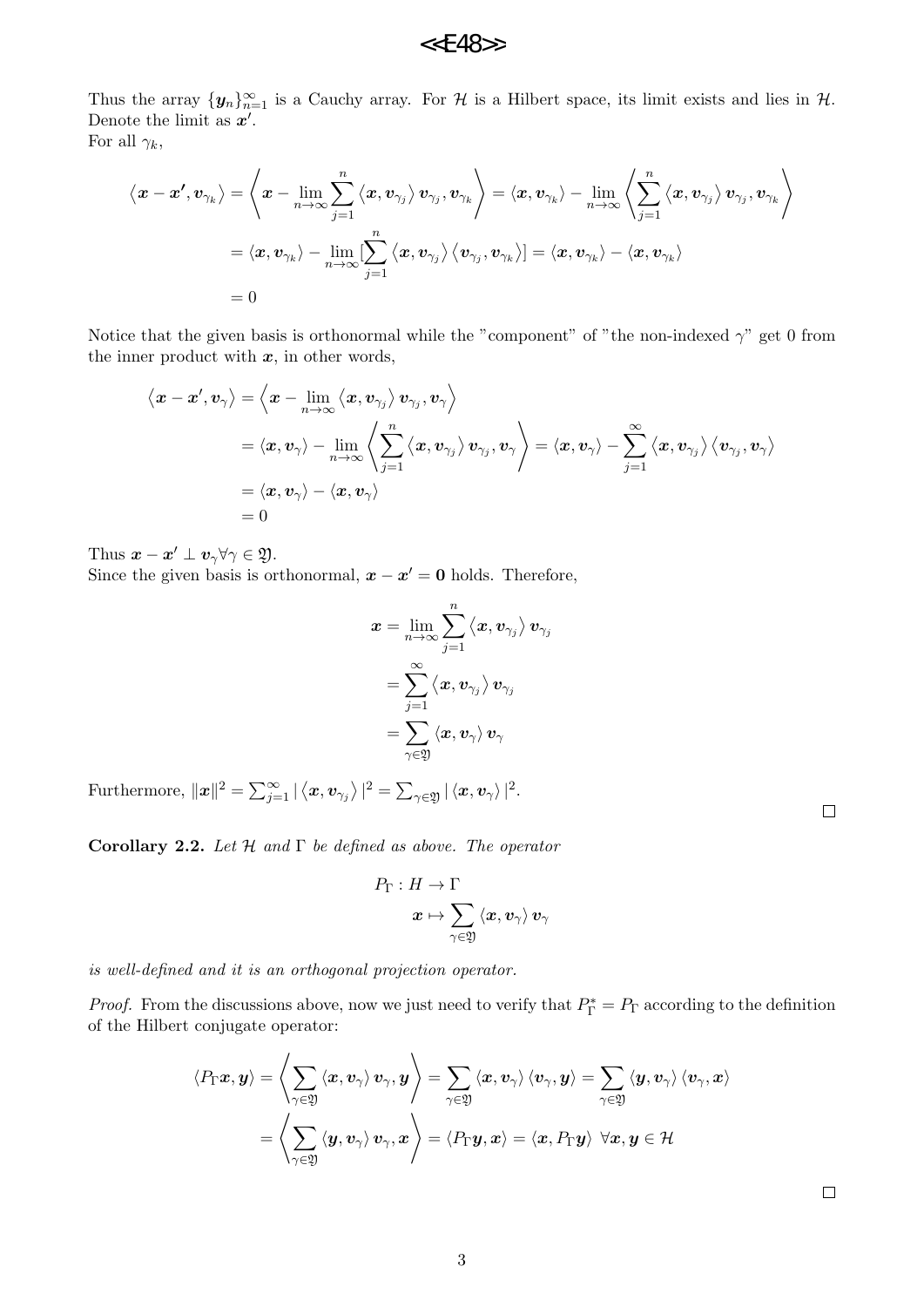Thus the array $\{\boldsymbol{y}_n\}_{n=1}^{\infty}$ is a Cauchy array. For $\mathcal{H}$ is a Hilbert space, its limit exists and lies in $\mathcal{H}$. Denote the limit as $\boldsymbol{x}'$.
For all $\gamma_k$,

$$
\begin{aligned}
\langle \boldsymbol{x}-\boldsymbol{x'}, \boldsymbol{v}_{\gamma_k}\rangle &= \left\langle \boldsymbol{x} - \lim_{n\to\infty}\sum_{j=1}^{n}\langle \boldsymbol{x}, \boldsymbol{v}_{\gamma_j}\rangle \boldsymbol{v}_{\gamma_j}, \boldsymbol{v}_{\gamma_k}\right\rangle = \langle \boldsymbol{x}, \boldsymbol{v}_{\gamma_k}\rangle - \lim_{n\to\infty}\left\langle \sum_{j=1}^{n}\langle \boldsymbol{x}, \boldsymbol{v}_{\gamma_j}\rangle \boldsymbol{v}_{\gamma_j}, \boldsymbol{v}_{\gamma_k}\right\rangle \\
&= \langle \boldsymbol{x}, \boldsymbol{v}_{\gamma_k}\rangle - \lim_{n\to\infty}[\sum_{j=1}^{n}\langle \boldsymbol{x}, \boldsymbol{v}_{\gamma_j}\rangle \langle \boldsymbol{v}_{\gamma_j}, \boldsymbol{v}_{\gamma_k}\rangle] = \langle \boldsymbol{x}, \boldsymbol{v}_{\gamma_k}\rangle - \langle \boldsymbol{x}, \boldsymbol{v}_{\gamma_k}\rangle \\
&= 0
\end{aligned}
$$

Notice that the given basis is orthonormal while the "component" of "the non-indexed $\gamma$" get 0 from the inner product with $\boldsymbol{x}$, in other words,

$$
\begin{aligned}
\langle \boldsymbol{x}-\boldsymbol{x}', \boldsymbol{v}_{\gamma}\rangle &= \left\langle \boldsymbol{x} - \lim_{n\to\infty}\langle \boldsymbol{x}, \boldsymbol{v}_{\gamma_j}\rangle \boldsymbol{v}_{\gamma_j}, \boldsymbol{v}_{\gamma}\right\rangle \\
&= \langle \boldsymbol{x}, \boldsymbol{v}_{\gamma}\rangle - \lim_{n\to\infty}\left\langle \sum_{j=1}^{n}\langle \boldsymbol{x}, \boldsymbol{v}_{\gamma_j}\rangle \boldsymbol{v}_{\gamma_j}, \boldsymbol{v}_{\gamma}\right\rangle = \langle \boldsymbol{x}, \boldsymbol{v}_{\gamma}\rangle - \sum_{j=1}^{\infty}\langle \boldsymbol{x}, \boldsymbol{v}_{\gamma_j}\rangle \langle \boldsymbol{v}_{\gamma_j}, \boldsymbol{v}_{\gamma}\rangle \\
&= \langle \boldsymbol{x}, \boldsymbol{v}_{\gamma}\rangle - \langle \boldsymbol{x}, \boldsymbol{v}_{\gamma}\rangle \\
&= 0
\end{aligned}
$$

Thus $\boldsymbol{x}-\boldsymbol{x}' \perp \boldsymbol{v}_{\gamma}\forall\gamma\in\mathfrak{Y}$.
Since the given basis is orthonormal, $\boldsymbol{x}-\boldsymbol{x}' = \boldsymbol{0}$ holds. Therefore,

$$
\begin{aligned}
\boldsymbol{x} &= \lim_{n\to\infty}\sum_{j=1}^{n}\langle \boldsymbol{x}, \boldsymbol{v}_{\gamma_j}\rangle \boldsymbol{v}_{\gamma_j} \\
&= \sum_{j=1}^{\infty}\langle \boldsymbol{x}, \boldsymbol{v}_{\gamma_j}\rangle \boldsymbol{v}_{\gamma_j} \\
&= \sum_{\gamma\in\mathfrak{Y}}\langle \boldsymbol{x}, \boldsymbol{v}_{\gamma}\rangle \boldsymbol{v}_{\gamma}
\end{aligned}
$$

Furthermore, $\|\boldsymbol{x}\|^2 = \sum_{j=1}^{\infty}|\langle \boldsymbol{x}, \boldsymbol{v}_{\gamma_j}\rangle|^2 = \sum_{\gamma\in\mathfrak{Y}}|\langle \boldsymbol{x}, \boldsymbol{v}_{\gamma}\rangle|^2$.

□

**Corollary 2.2.** *Let $\mathcal{H}$ and $\Gamma$ be defined as above. The operator*

$$
\begin{aligned}
P_{\Gamma} : H &\to \Gamma \\
\boldsymbol{x} &\mapsto \sum_{\gamma\in\mathfrak{Y}}\langle \boldsymbol{x}, \boldsymbol{v}_{\gamma}\rangle \boldsymbol{v}_{\gamma}
\end{aligned}
$$

*is well-defined and it is an orthogonal projection operator.*

*Proof.* From the discussions above, now we just need to verify that $P_{\Gamma}^{*} = P_{\Gamma}$ according to the definition of the Hilbert conjugate operator:

$$
\begin{aligned}
\langle P_{\Gamma}\boldsymbol{x}, \boldsymbol{y}\rangle &= \left\langle \sum_{\gamma\in\mathfrak{Y}}\langle \boldsymbol{x}, \boldsymbol{v}_{\gamma}\rangle \boldsymbol{v}_{\gamma}, \boldsymbol{y}\right\rangle = \sum_{\gamma\in\mathfrak{Y}}\langle \boldsymbol{x}, \boldsymbol{v}_{\gamma}\rangle \langle \boldsymbol{v}_{\gamma}, \boldsymbol{y}\rangle = \sum_{\gamma\in\mathfrak{Y}}\langle \boldsymbol{y}, \boldsymbol{v}_{\gamma}\rangle \langle \boldsymbol{v}_{\gamma}, \boldsymbol{x}\rangle \\
&= \left\langle \sum_{\gamma\in\mathfrak{Y}}\langle \boldsymbol{y}, \boldsymbol{v}_{\gamma}\rangle \boldsymbol{v}_{\gamma}, \boldsymbol{x}\right\rangle = \langle P_{\Gamma}\boldsymbol{y}, \boldsymbol{x}\rangle = \langle \boldsymbol{x}, P_{\Gamma}\boldsymbol{y}\rangle \ \forall \boldsymbol{x}, \boldsymbol{y}\in\mathcal{H}
\end{aligned}
$$

□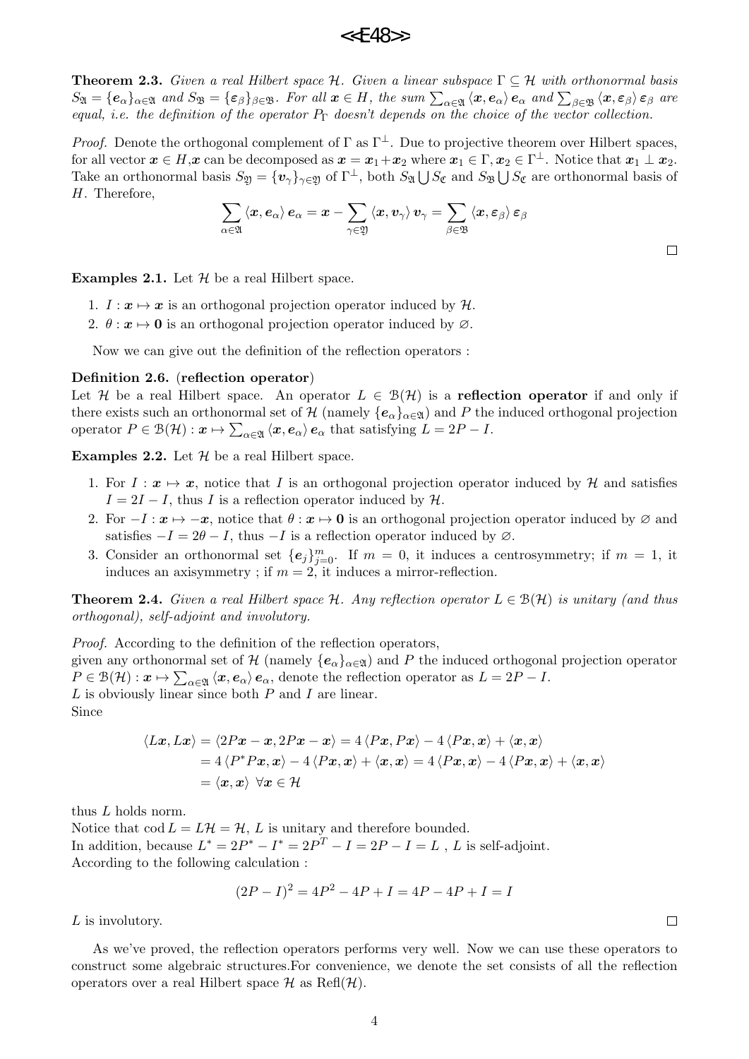**Theorem 2.3.** *Given a real Hilbert space $\mathcal{H}$. Given a linear subspace $\Gamma \subseteq \mathcal{H}$ with orthonormal basis $S_{\mathfrak{A}} = \{\boldsymbol{e}_\alpha\}_{\alpha\in\mathfrak{A}}$ and $S_{\mathfrak{B}} = \{\boldsymbol{\varepsilon}_\beta\}_{\beta\in\mathfrak{B}}$. For all $\boldsymbol{x} \in H$, the sum $\sum_{\alpha\in\mathfrak{A}} \langle \boldsymbol{x}, \boldsymbol{e}_\alpha\rangle \boldsymbol{e}_\alpha$ and $\sum_{\beta\in\mathfrak{B}} \langle \boldsymbol{x}, \boldsymbol{\varepsilon}_\beta\rangle \boldsymbol{\varepsilon}_\beta$ are equal, i.e. the definition of the operator $P_\Gamma$ doesn't depends on the choice of the vector collection.*

*Proof.* Denote the orthogonal complement of $\Gamma$ as $\Gamma^\perp$. Due to projective theorem over Hilbert spaces, for all vector $\boldsymbol{x} \in H$,$\boldsymbol{x}$ can be decomposed as $\boldsymbol{x} = \boldsymbol{x}_1 + \boldsymbol{x}_2$ where $\boldsymbol{x}_1 \in \Gamma, \boldsymbol{x}_2 \in \Gamma^\perp$. Notice that $\boldsymbol{x}_1 \perp \boldsymbol{x}_2$. Take an orthonormal basis $S_{\mathfrak{Y}} = \{\boldsymbol{v}_\gamma\}_{\gamma\in\mathfrak{Y}}$ of $\Gamma^\perp$, both $S_{\mathfrak{A}} \bigcup S_{\mathfrak{C}}$ and $S_{\mathfrak{B}} \bigcup S_{\mathfrak{C}}$ are orthonormal basis of $H$. Therefore,

$$\sum_{\alpha\in\mathfrak{A}} \langle \boldsymbol{x}, \boldsymbol{e}_\alpha\rangle \boldsymbol{e}_\alpha = \boldsymbol{x} - \sum_{\gamma\in\mathfrak{Y}} \langle \boldsymbol{x}, \boldsymbol{v}_\gamma\rangle \boldsymbol{v}_\gamma = \sum_{\beta\in\mathfrak{B}} \langle \boldsymbol{x}, \boldsymbol{\varepsilon}_\beta\rangle \boldsymbol{\varepsilon}_\beta$$

□

**Examples 2.1.** Let $\mathcal{H}$ be a real Hilbert space.

1. $I : \boldsymbol{x} \mapsto \boldsymbol{x}$ is an orthogonal projection operator induced by $\mathcal{H}$.
2. $\theta : \boldsymbol{x} \mapsto \boldsymbol{0}$ is an orthogonal projection operator induced by $\varnothing$.

Now we can give out the definition of the reflection operators :

**Definition 2.6.** (**reflection operator**)
Let $\mathcal{H}$ be a real Hilbert space. An operator $L \in \mathcal{B}(\mathcal{H})$ is a **reflection operator** if and only if there exists such an orthonormal set of $\mathcal{H}$ (namely $\{\boldsymbol{e}_\alpha\}_{\alpha\in\mathfrak{A}}$) and $P$ the induced orthogonal projection operator $P \in \mathcal{B}(\mathcal{H}) : \boldsymbol{x} \mapsto \sum_{\alpha\in\mathfrak{A}} \langle \boldsymbol{x}, \boldsymbol{e}_\alpha\rangle \boldsymbol{e}_\alpha$ that satisfying $L = 2P - I$.

**Examples 2.2.** Let $\mathcal{H}$ be a real Hilbert space.

1. For $I : \boldsymbol{x} \mapsto \boldsymbol{x}$, notice that $I$ is an orthogonal projection operator induced by $\mathcal{H}$ and satisfies $I = 2I - I$, thus $I$ is a reflection operator induced by $\mathcal{H}$.
2. For $-I : \boldsymbol{x} \mapsto -\boldsymbol{x}$, notice that $\theta : \boldsymbol{x} \mapsto \boldsymbol{0}$ is an orthogonal projection operator induced by $\varnothing$ and satisfies $-I = 2\theta - I$, thus $-I$ is a reflection operator induced by $\varnothing$.
3. Consider an orthonormal set $\{\boldsymbol{e}_j\}_{j=0}^m$. If $m = 0$, it induces a centrosymmetry; if $m = 1$, it induces an axisymmetry ; if $m = 2$, it induces a mirror-reflection.

**Theorem 2.4.** *Given a real Hilbert space $\mathcal{H}$. Any reflection operator $L \in \mathcal{B}(\mathcal{H})$ is unitary (and thus orthogonal), self-adjoint and involutory.*

*Proof.* According to the definition of the reflection operators,
given any orthonormal set of $\mathcal{H}$ (namely $\{\boldsymbol{e}_\alpha\}_{\alpha\in\mathfrak{A}}$) and $P$ the induced orthogonal projection operator $P \in \mathcal{B}(\mathcal{H}) : \boldsymbol{x} \mapsto \sum_{\alpha\in\mathfrak{A}} \langle \boldsymbol{x}, \boldsymbol{e}_\alpha\rangle \boldsymbol{e}_\alpha$, denote the reflection operator as $L = 2P - I$.
$L$ is obviously linear since both $P$ and $I$ are linear.
Since

$$\begin{aligned}
\langle L\boldsymbol{x}, L\boldsymbol{x}\rangle &= \langle 2P\boldsymbol{x} - \boldsymbol{x}, 2P\boldsymbol{x} - \boldsymbol{x}\rangle = 4\langle P\boldsymbol{x}, P\boldsymbol{x}\rangle - 4\langle P\boldsymbol{x}, \boldsymbol{x}\rangle + \langle \boldsymbol{x}, \boldsymbol{x}\rangle \\
&= 4\langle P^*P\boldsymbol{x}, \boldsymbol{x}\rangle - 4\langle P\boldsymbol{x}, \boldsymbol{x}\rangle + \langle \boldsymbol{x}, \boldsymbol{x}\rangle = 4\langle P\boldsymbol{x}, \boldsymbol{x}\rangle - 4\langle P\boldsymbol{x}, \boldsymbol{x}\rangle + \langle \boldsymbol{x}, \boldsymbol{x}\rangle \\
&= \langle \boldsymbol{x}, \boldsymbol{x}\rangle \ \forall \boldsymbol{x} \in \mathcal{H}
\end{aligned}$$

thus $L$ holds norm.
Notice that $\operatorname{cod} L = L\mathcal{H} = \mathcal{H}$, $L$ is unitary and therefore bounded.
In addition, because $L^* = 2P^* - I^* = 2P^T - I = 2P - I = L$ , $L$ is self-adjoint.
According to the following calculation :

$$(2P - I)^2 = 4P^2 - 4P + I = 4P - 4P + I = I$$

$L$ is involutory. □

As we've proved, the reflection operators performs very well. Now we can use these operators to construct some algebraic structures.For convenience, we denote the set consists of all the reflection operators over a real Hilbert space $\mathcal{H}$ as $\operatorname{Refl}(\mathcal{H})$.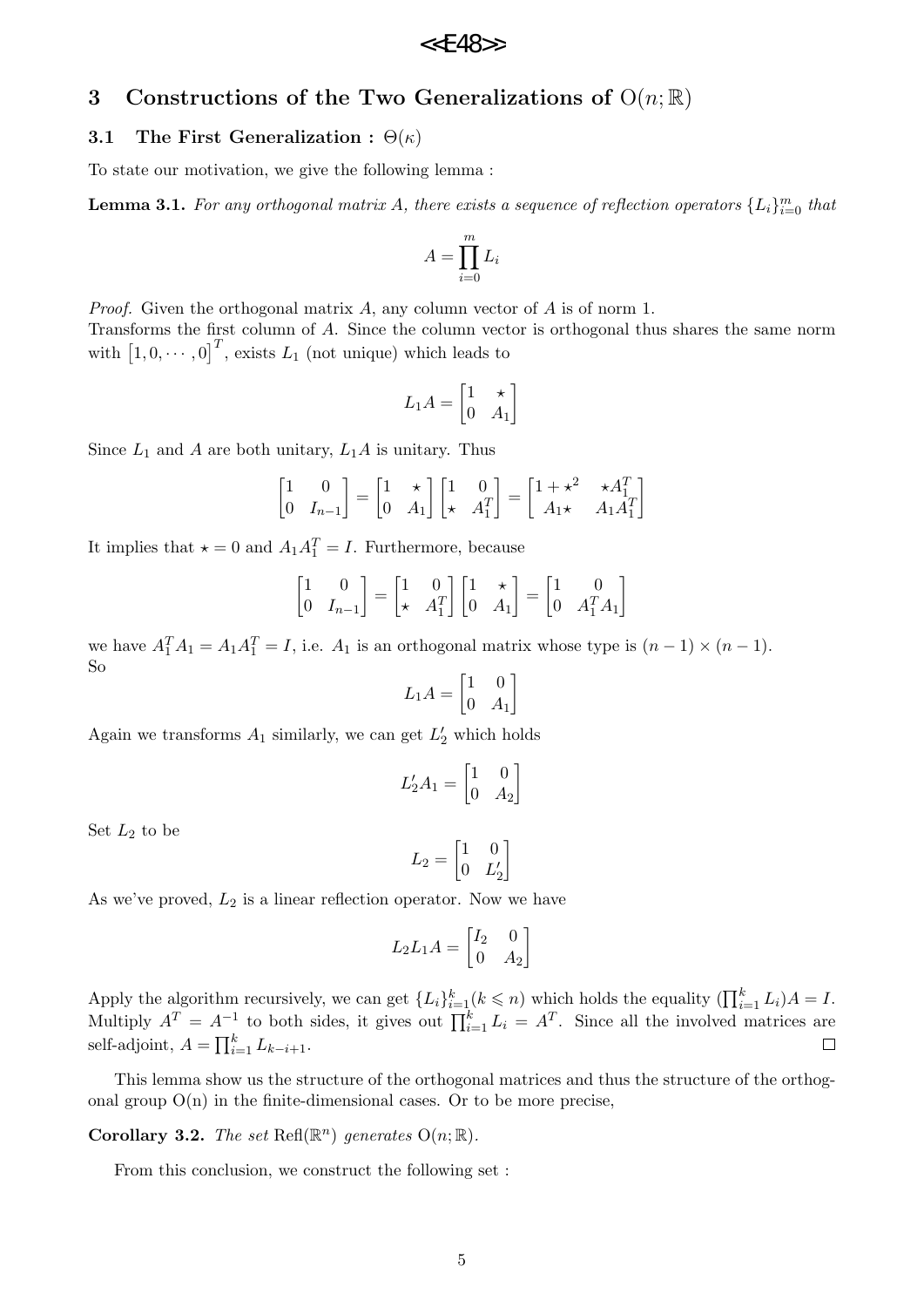## 3 Constructions of the Two Generalizations of $\mathrm{O}(n;\mathbb{R})$

### 3.1 The First Generalization : $\Theta(\kappa)$

To state our motivation, we give the following lemma :

**Lemma 3.1.** *For any orthogonal matrix $A$, there exists a sequence of reflection operators $\{L_i\}_{i=0}^m$ that*

$$A = \prod_{i=0}^{m} L_i$$

*Proof.* Given the orthogonal matrix $A$, any column vector of $A$ is of norm 1.
Transforms the first column of $A$. Since the column vector is orthogonal thus shares the same norm with $\begin{bmatrix}1, 0, \cdots, 0\end{bmatrix}^T$, exists $L_1$ (not unique) which leads to

$$L_1 A = \begin{bmatrix} 1 & \star \\ 0 & A_1 \end{bmatrix}$$

Since $L_1$ and $A$ are both unitary, $L_1 A$ is unitary. Thus

$$\begin{bmatrix} 1 & 0 \\ 0 & I_{n-1} \end{bmatrix} = \begin{bmatrix} 1 & \star \\ 0 & A_1 \end{bmatrix} \begin{bmatrix} 1 & 0 \\ \star & A_1^T \end{bmatrix} = \begin{bmatrix} 1+\star^2 & \star A_1^T \\ A_1 \star & A_1 A_1^T \end{bmatrix}$$

It implies that $\star = 0$ and $A_1 A_1^T = I$. Furthermore, because

$$\begin{bmatrix} 1 & 0 \\ 0 & I_{n-1} \end{bmatrix} = \begin{bmatrix} 1 & 0 \\ \star & A_1^T \end{bmatrix} \begin{bmatrix} 1 & \star \\ 0 & A_1 \end{bmatrix} = \begin{bmatrix} 1 & 0 \\ 0 & A_1^T A_1 \end{bmatrix}$$

we have $A_1^T A_1 = A_1 A_1^T = I$, i.e. $A_1$ is an orthogonal matrix whose type is $(n-1) \times (n-1)$.
So

$$L_1 A = \begin{bmatrix} 1 & 0 \\ 0 & A_1 \end{bmatrix}$$

Again we transforms $A_1$ similarly, we can get $L_2'$ which holds

$$L_2' A_1 = \begin{bmatrix} 1 & 0 \\ 0 & A_2 \end{bmatrix}$$

Set $L_2$ to be

$$L_2 = \begin{bmatrix} 1 & 0 \\ 0 & L_2' \end{bmatrix}$$

As we've proved, $L_2$ is a linear reflection operator. Now we have

$$L_2 L_1 A = \begin{bmatrix} I_2 & 0 \\ 0 & A_2 \end{bmatrix}$$

Apply the algorithm recursively, we can get $\{L_i\}_{i=1}^k (k \leqslant n)$ which holds the equality $(\prod_{i=1}^k L_i)A = I$. Multiply $A^T = A^{-1}$ to both sides, it gives out $\prod_{i=1}^k L_i = A^T$. Since all the involved matrices are self-adjoint, $A = \prod_{i=1}^k L_{k-i+1}$. ☐

This lemma show us the structure of the orthogonal matrices and thus the structure of the orthogonal group O(n) in the finite-dimensional cases. Or to be more precise,

**Corollary 3.2.** *The set $\mathrm{Refl}(\mathbb{R}^n)$ generates $\mathrm{O}(n;\mathbb{R})$.*

From this conclusion, we construct the following set :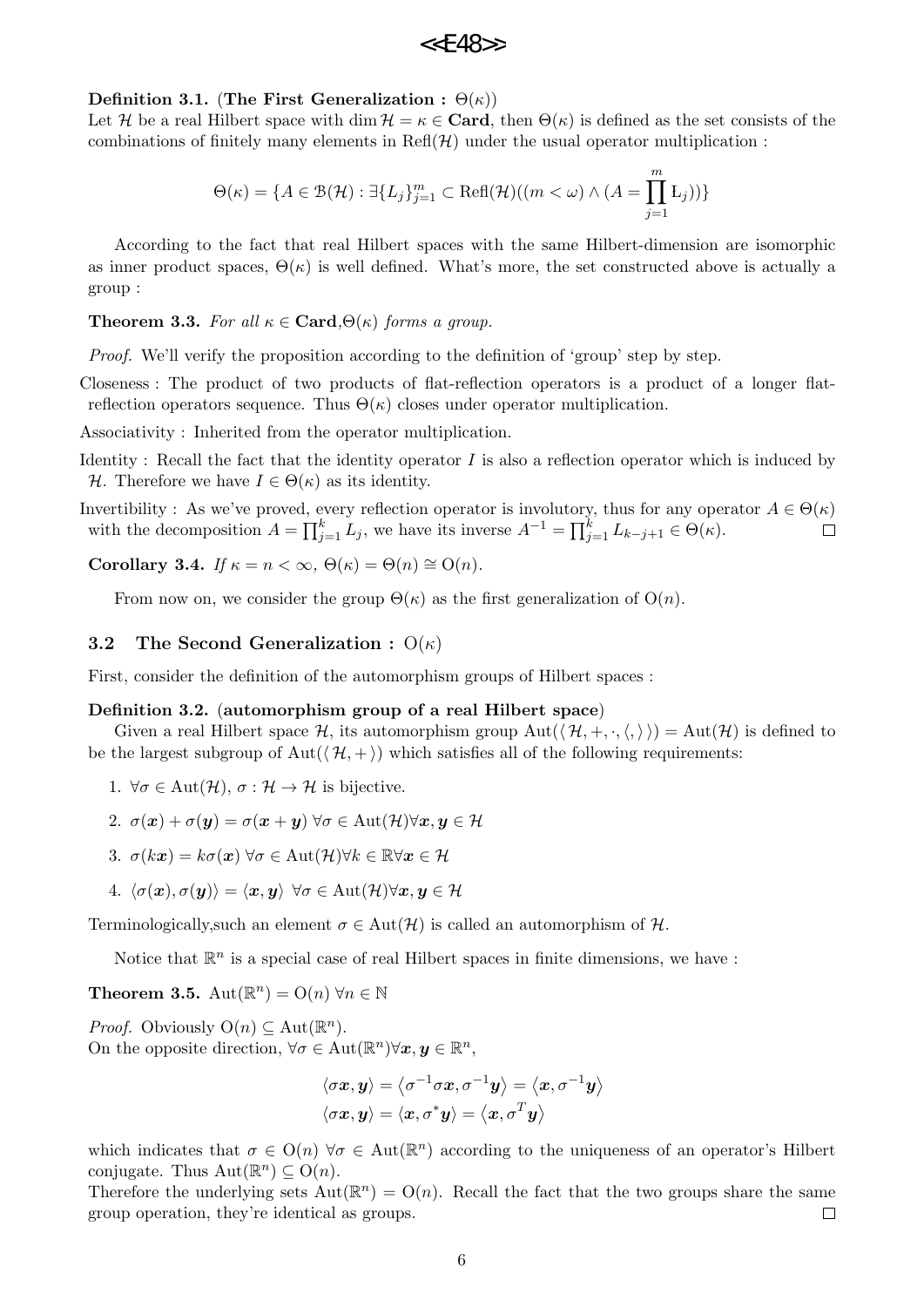**Definition 3.1.** (**The First Generalization :** $\Theta(\kappa)$)
Let $\mathcal{H}$ be a real Hilbert space with $\dim \mathcal{H} = \kappa \in \mathbf{Card}$, then $\Theta(\kappa)$ is defined as the set consists of the combinations of finitely many elements in $\mathrm{Refl}(\mathcal{H})$ under the usual operator multiplication :

$$\Theta(\kappa) = \{A \in \mathcal{B}(\mathcal{H}) : \exists \{L_j\}_{j=1}^{m} \subset \mathrm{Refl}(\mathcal{H})((m < \omega) \wedge (A = \prod_{j=1}^{m} \mathrm{L}_j))\}$$

According to the fact that real Hilbert spaces with the same Hilbert-dimension are isomorphic as inner product spaces, $\Theta(\kappa)$ is well defined. What's more, the set constructed above is actually a group :

**Theorem 3.3.** *For all* $\kappa \in \mathbf{Card}$*,* $\Theta(\kappa)$ *forms a group.*

*Proof.* We'll verify the proposition according to the definition of 'group' step by step.

Closeness : The product of two products of flat-reflection operators is a product of a longer flat-reflection operators sequence. Thus $\Theta(\kappa)$ closes under operator multiplication.

Associativity : Inherited from the operator multiplication.

Identity : Recall the fact that the identity operator $I$ is also a reflection operator which is induced by $\mathcal{H}$. Therefore we have $I \in \Theta(\kappa)$ as its identity.

Invertibility : As we've proved, every reflection operator is involutory, thus for any operator $A \in \Theta(\kappa)$ with the decomposition $A = \prod_{j=1}^{k} L_j$, we have its inverse $A^{-1} = \prod_{j=1}^{k} L_{k-j+1} \in \Theta(\kappa)$. □

**Corollary 3.4.** *If* $\kappa = n < \infty$*,* $\Theta(\kappa) = \Theta(n) \cong \mathrm{O}(n)$*.*

From now on, we consider the group $\Theta(\kappa)$ as the first generalization of $\mathrm{O}(n)$.

### 3.2 The Second Generalization : $\mathrm{O}(\kappa)$

First, consider the definition of the automorphism groups of Hilbert spaces :

**Definition 3.2.** (**automorphism group of a real Hilbert space**)
Given a real Hilbert space $\mathcal{H}$, its automorphism group $\mathrm{Aut}(\langle \mathcal{H}, +, \cdot, \langle , \rangle \rangle) = \mathrm{Aut}(\mathcal{H})$ is defined to be the largest subgroup of $\mathrm{Aut}(\langle \mathcal{H}, + \rangle)$ which satisfies all of the following requirements:

1. $\forall \sigma \in \mathrm{Aut}(\mathcal{H})$, $\sigma : \mathcal{H} \to \mathcal{H}$ is bijective.
2. $\sigma(\boldsymbol{x}) + \sigma(\boldsymbol{y}) = \sigma(\boldsymbol{x} + \boldsymbol{y})$ $\forall \sigma \in \mathrm{Aut}(\mathcal{H}) \forall \boldsymbol{x}, \boldsymbol{y} \in \mathcal{H}$
3. $\sigma(k\boldsymbol{x}) = k\sigma(\boldsymbol{x})$ $\forall \sigma \in \mathrm{Aut}(\mathcal{H}) \forall k \in \mathbb{R} \forall \boldsymbol{x} \in \mathcal{H}$
4. $\langle \sigma(\boldsymbol{x}), \sigma(\boldsymbol{y}) \rangle = \langle \boldsymbol{x}, \boldsymbol{y} \rangle$ $\forall \sigma \in \mathrm{Aut}(\mathcal{H}) \forall \boldsymbol{x}, \boldsymbol{y} \in \mathcal{H}$

Terminologically,such an element $\sigma \in \mathrm{Aut}(\mathcal{H})$ is called an automorphism of $\mathcal{H}$.

Notice that $\mathbb{R}^n$ is a special case of real Hilbert spaces in finite dimensions, we have :

**Theorem 3.5.** $\mathrm{Aut}(\mathbb{R}^n) = \mathrm{O}(n)$ $\forall n \in \mathbb{N}$

*Proof.* Obviously $\mathrm{O}(n) \subseteq \mathrm{Aut}(\mathbb{R}^n)$.
On the opposite direction, $\forall \sigma \in \mathrm{Aut}(\mathbb{R}^n) \forall \boldsymbol{x}, \boldsymbol{y} \in \mathbb{R}^n$,

$$\langle \sigma \boldsymbol{x}, \boldsymbol{y} \rangle = \langle \sigma^{-1} \sigma \boldsymbol{x}, \sigma^{-1} \boldsymbol{y} \rangle = \langle \boldsymbol{x}, \sigma^{-1} \boldsymbol{y} \rangle$$
$$\langle \sigma \boldsymbol{x}, \boldsymbol{y} \rangle = \langle \boldsymbol{x}, \sigma^{*} \boldsymbol{y} \rangle = \langle \boldsymbol{x}, \sigma^{T} \boldsymbol{y} \rangle$$

which indicates that $\sigma \in \mathrm{O}(n)$ $\forall \sigma \in \mathrm{Aut}(\mathbb{R}^n)$ according to the uniqueness of an operator's Hilbert conjugate. Thus $\mathrm{Aut}(\mathbb{R}^n) \subseteq \mathrm{O}(n)$.
Therefore the underlying sets $\mathrm{Aut}(\mathbb{R}^n) = \mathrm{O}(n)$. Recall the fact that the two groups share the same group operation, they're identical as groups. □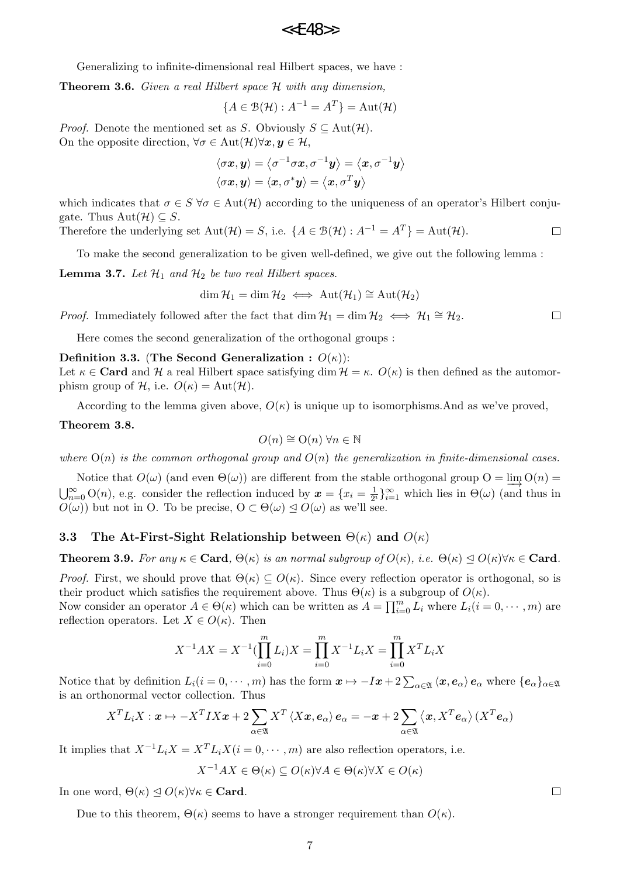Generalizing to infinite-dimensional real Hilbert spaces, we have :

**Theorem 3.6.** *Given a real Hilbert space $\mathcal{H}$ with any dimension,*

$$\{A \in \mathcal{B}(\mathcal{H}) : A^{-1} = A^T\} = \mathrm{Aut}(\mathcal{H})$$

*Proof.* Denote the mentioned set as $S$. Obviously $S \subseteq \mathrm{Aut}(\mathcal{H})$.
On the opposite direction, $\forall \sigma \in \mathrm{Aut}(\mathcal{H}) \forall \boldsymbol{x}, \boldsymbol{y} \in \mathcal{H}$,

$$\langle \sigma \boldsymbol{x}, \boldsymbol{y} \rangle = \langle \sigma^{-1} \sigma \boldsymbol{x}, \sigma^{-1} \boldsymbol{y} \rangle = \langle \boldsymbol{x}, \sigma^{-1} \boldsymbol{y} \rangle$$
$$\langle \sigma \boldsymbol{x}, \boldsymbol{y} \rangle = \langle \boldsymbol{x}, \sigma^{*} \boldsymbol{y} \rangle = \langle \boldsymbol{x}, \sigma^{T} \boldsymbol{y} \rangle$$

which indicates that $\sigma \in S \ \forall \sigma \in \mathrm{Aut}(\mathcal{H})$ according to the uniqueness of an operator's Hilbert conjugate. Thus $\mathrm{Aut}(\mathcal{H}) \subseteq S$.
Therefore the underlying set $\mathrm{Aut}(\mathcal{H}) = S$, i.e. $\{A \in \mathcal{B}(\mathcal{H}) : A^{-1} = A^T\} = \mathrm{Aut}(\mathcal{H})$. □

To make the second generalization to be given well-defined, we give out the following lemma :

**Lemma 3.7.** *Let $\mathcal{H}_1$ and $\mathcal{H}_2$ be two real Hilbert spaces.*

$$\dim \mathcal{H}_1 = \dim \mathcal{H}_2 \iff \mathrm{Aut}(\mathcal{H}_1) \cong \mathrm{Aut}(\mathcal{H}_2)$$

*Proof.* Immediately followed after the fact that $\dim \mathcal{H}_1 = \dim \mathcal{H}_2 \iff \mathcal{H}_1 \cong \mathcal{H}_2$. □

Here comes the second generalization of the orthogonal groups :

**Definition 3.3.** (**The Second Generalization : $O(\kappa)$**):
Let $\kappa \in \mathbf{Card}$ and $\mathcal{H}$ a real Hilbert space satisfying $\dim \mathcal{H} = \kappa$. $O(\kappa)$ is then defined as the automorphism group of $\mathcal{H}$, i.e. $O(\kappa) = \mathrm{Aut}(\mathcal{H})$.

According to the lemma given above, $O(\kappa)$ is unique up to isomorphisms.And as we've proved,

**Theorem 3.8.**

$$O(n) \cong \mathrm{O}(n) \ \forall n \in \mathbb{N}$$

*where $\mathrm{O}(n)$ is the common orthogonal group and $O(n)$ the generalization in finite-dimensional cases.*

Notice that $O(\omega)$ (and even $\Theta(\omega)$) are different from the stable orthogonal group $\mathrm{O} = \varinjlim \mathrm{O}(n) = \bigcup_{n=0}^{\infty} \mathrm{O}(n)$, e.g. consider the reflection induced by $\boldsymbol{x} = \{x_i = \frac{1}{2^i}\}_{i=1}^{\infty}$ which lies in $\Theta(\omega)$ (and thus in $O(\omega)$) but not in $\mathrm{O}$. To be precise, $\mathrm{O} \subset \Theta(\omega) \trianglelefteq O(\omega)$ as we'll see.

### 3.3 The At-First-Sight Relationship between $\Theta(\kappa)$ and $O(\kappa)$

**Theorem 3.9.** *For any $\kappa \in \mathbf{Card}$, $\Theta(\kappa)$ is an normal subgroup of $O(\kappa)$, i.e. $\Theta(\kappa) \trianglelefteq O(\kappa) \forall \kappa \in \mathbf{Card}$.*

*Proof.* First, we should prove that $\Theta(\kappa) \subseteq O(\kappa)$. Since every reflection operator is orthogonal, so is their product which satisfies the requirement above. Thus $\Theta(\kappa)$ is a subgroup of $O(\kappa)$.
Now consider an operator $A \in \Theta(\kappa)$ which can be written as $A = \prod_{i=0}^{m} L_i$ where $L_i (i = 0, \cdots, m)$ are reflection operators. Let $X \in O(\kappa)$. Then

$$X^{-1} A X = X^{-1} (\prod_{i=0}^{m} L_i) X = \prod_{i=0}^{m} X^{-1} L_i X = \prod_{i=0}^{m} X^T L_i X$$

Notice that by definition $L_i (i = 0, \cdots, m)$ has the form $\boldsymbol{x} \mapsto -I\boldsymbol{x} + 2 \sum_{\alpha \in \mathfrak{A}} \langle \boldsymbol{x}, \boldsymbol{e}_\alpha \rangle \boldsymbol{e}_\alpha$ where $\{\boldsymbol{e}_\alpha\}_{\alpha \in \mathfrak{A}}$ is an orthonormal vector collection. Thus

$$X^T L_i X : \boldsymbol{x} \mapsto -X^T I X \boldsymbol{x} + 2 \sum_{\alpha \in \mathfrak{A}} X^T \langle X\boldsymbol{x}, \boldsymbol{e}_\alpha \rangle \boldsymbol{e}_\alpha = -\boldsymbol{x} + 2 \sum_{\alpha \in \mathfrak{A}} \langle \boldsymbol{x}, X^T \boldsymbol{e}_\alpha \rangle (X^T \boldsymbol{e}_\alpha)$$

It implies that $X^{-1} L_i X = X^T L_i X (i = 0, \cdots, m)$ are also reflection operators, i.e.

$$X^{-1} A X \in \Theta(\kappa) \subseteq O(\kappa) \forall A \in \Theta(\kappa) \forall X \in O(\kappa)$$

In one word, $\Theta(\kappa) \trianglelefteq O(\kappa) \forall \kappa \in \mathbf{Card}$. □

Due to this theorem, $\Theta(\kappa)$ seems to have a stronger requirement than $O(\kappa)$.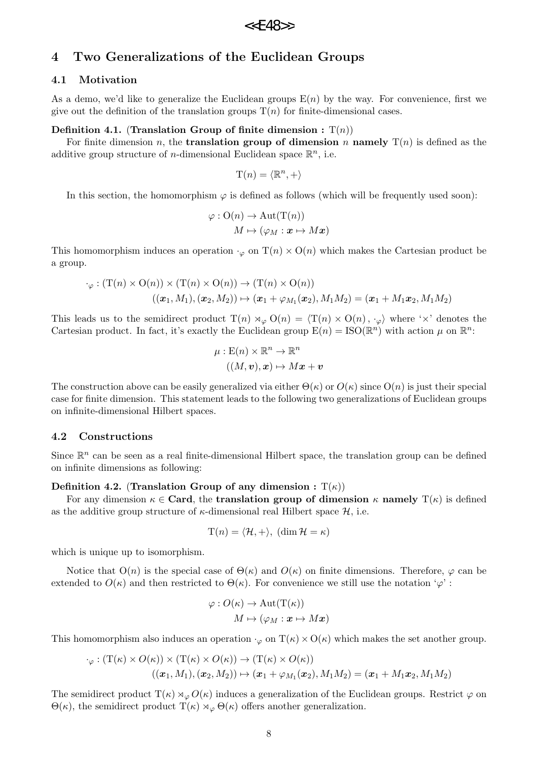## 4 Two Generalizations of the Euclidean Groups

### 4.1 Motivation

As a demo, we'd like to generalize the Euclidean groups $\mathrm{E}(n)$ by the way. For convenience, first we give out the definition of the translation groups $\mathrm{T}(n)$ for finite-dimensional cases.

**Definition 4.1.** (**Translation Group of finite dimension :** $\mathrm{T}(n)$)

For finite dimension $n$, the **translation group of dimension** $n$ **namely** $\mathrm{T}(n)$ is defined as the additive group structure of $n$-dimensional Euclidean space $\mathbb{R}^n$, i.e.

$$\mathrm{T}(n) = \langle \mathbb{R}^n, + \rangle$$

In this section, the homomorphism $\varphi$ is defined as follows (which will be frequently used soon):

$$\begin{aligned}\varphi : \mathrm{O}(n) &\to \mathrm{Aut}(\mathrm{T}(n))\\ M &\mapsto (\varphi_M : \boldsymbol{x} \mapsto M\boldsymbol{x})\end{aligned}$$

This homomorphism induces an operation $\cdot_\varphi$ on $\mathrm{T}(n) \times \mathrm{O}(n)$ which makes the Cartesian product be a group.

$$\begin{aligned}\cdot_\varphi : (\mathrm{T}(n) \times \mathrm{O}(n)) \times (\mathrm{T}(n) \times \mathrm{O}(n)) &\to (\mathrm{T}(n) \times \mathrm{O}(n))\\ ((\boldsymbol{x}_1, M_1), (\boldsymbol{x}_2, M_2)) &\mapsto (\boldsymbol{x}_1 + \varphi_{M_1}(\boldsymbol{x}_2), M_1M_2) = (\boldsymbol{x}_1 + M_1\boldsymbol{x}_2, M_1M_2)\end{aligned}$$

This leads us to the semidirect product $\mathrm{T}(n) \rtimes_\varphi \mathrm{O}(n) = \langle \mathrm{T}(n) \times \mathrm{O}(n), \cdot_\varphi \rangle$ where '$\times$' denotes the Cartesian product. In fact, it's exactly the Euclidean group $\mathrm{E}(n) = \mathrm{ISO}(\mathbb{R}^n)$ with action $\mu$ on $\mathbb{R}^n$:

$$\begin{aligned}\mu : \mathrm{E}(n) \times \mathbb{R}^n &\to \mathbb{R}^n\\ ((M, \boldsymbol{v}), \boldsymbol{x}) &\mapsto M\boldsymbol{x} + \boldsymbol{v}\end{aligned}$$

The construction above can be easily generalized via either $\Theta(\kappa)$ or $O(\kappa)$ since $\mathrm{O}(n)$ is just their special case for finite dimension. This statement leads to the following two generalizations of Euclidean groups on infinite-dimensional Hilbert spaces.

### 4.2 Constructions

Since $\mathbb{R}^n$ can be seen as a real finite-dimensional Hilbert space, the translation group can be defined on infinite dimensions as following:

**Definition 4.2.** (**Translation Group of any dimension :** $\mathrm{T}(\kappa)$)

For any dimension $\kappa \in \mathbf{Card}$, the **translation group of dimension** $\kappa$ **namely** $\mathrm{T}(\kappa)$ is defined as the additive group structure of $\kappa$-dimensional real Hilbert space $\mathcal{H}$, i.e.

$$\mathrm{T}(n) = \langle \mathcal{H}, + \rangle, \ (\dim \mathcal{H} = \kappa)$$

which is unique up to isomorphism.

Notice that $\mathrm{O}(n)$ is the special case of $\Theta(\kappa)$ and $O(\kappa)$ on finite dimensions. Therefore, $\varphi$ can be extended to $O(\kappa)$ and then restricted to $\Theta(\kappa)$. For convenience we still use the notation '$\varphi$' :

$$\begin{aligned}\varphi : O(\kappa) &\to \mathrm{Aut}(\mathrm{T}(\kappa))\\ M &\mapsto (\varphi_M : \boldsymbol{x} \mapsto M\boldsymbol{x})\end{aligned}$$

This homomorphism also induces an operation $\cdot_\varphi$ on $\mathrm{T}(\kappa) \times \mathrm{O}(\kappa)$ which makes the set another group.

$$\begin{aligned}\cdot_\varphi : (\mathrm{T}(\kappa) \times O(\kappa)) \times (\mathrm{T}(\kappa) \times O(\kappa)) &\to (\mathrm{T}(\kappa) \times O(\kappa))\\ ((\boldsymbol{x}_1, M_1), (\boldsymbol{x}_2, M_2)) &\mapsto (\boldsymbol{x}_1 + \varphi_{M_1}(\boldsymbol{x}_2), M_1M_2) = (\boldsymbol{x}_1 + M_1\boldsymbol{x}_2, M_1M_2)\end{aligned}$$

The semidirect product $\mathrm{T}(\kappa) \rtimes_\varphi O(\kappa)$ induces a generalization of the Euclidean groups. Restrict $\varphi$ on $\Theta(\kappa)$, the semidirect product $\mathrm{T}(\kappa) \rtimes_\varphi \Theta(\kappa)$ offers another generalization.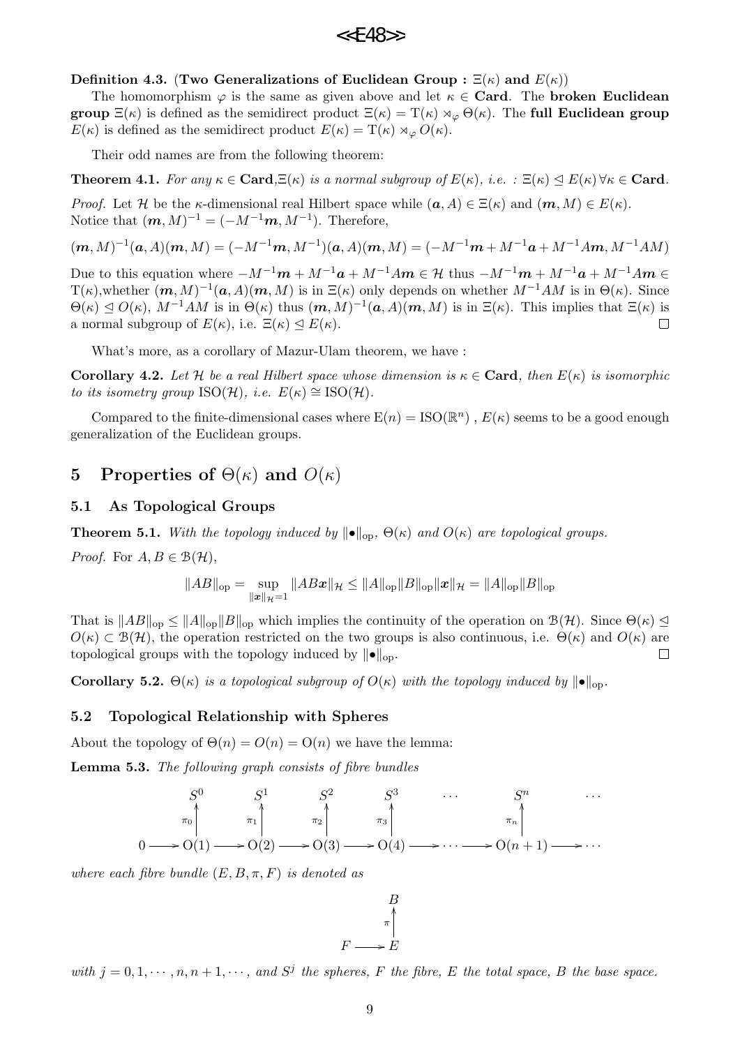**Definition 4.3.** (**Two Generalizations of Euclidean Group : $\Xi(\kappa)$ and $E(\kappa)$**)

The homomorphism $\varphi$ is the same as given above and let $\kappa \in \mathbf{Card}$. The **broken Euclidean group** $\Xi(\kappa)$ is defined as the semidirect product $\Xi(\kappa) = \mathrm{T}(\kappa) \rtimes_\varphi \Theta(\kappa)$. The **full Euclidean group** $E(\kappa)$ is defined as the semidirect product $E(\kappa) = \mathrm{T}(\kappa) \rtimes_\varphi O(\kappa)$.

Their odd names are from the following theorem:

**Theorem 4.1.** *For any $\kappa \in \mathbf{Card}$, $\Xi(\kappa)$ is a normal subgroup of $E(\kappa)$, i.e. : $\Xi(\kappa) \trianglelefteq E(\kappa)\, \forall \kappa \in \mathbf{Card}$.*

*Proof.* Let $\mathcal{H}$ be the $\kappa$-dimensional real Hilbert space while $(\boldsymbol{a}, A) \in \Xi(\kappa)$ and $(\boldsymbol{m}, M) \in E(\kappa)$. Notice that $(\boldsymbol{m}, M)^{-1} = (-M^{-1}\boldsymbol{m}, M^{-1})$. Therefore,

$$(\boldsymbol{m}, M)^{-1}(\boldsymbol{a}, A)(\boldsymbol{m}, M) = (-M^{-1}\boldsymbol{m}, M^{-1})(\boldsymbol{a}, A)(\boldsymbol{m}, M) = (-M^{-1}\boldsymbol{m} + M^{-1}\boldsymbol{a} + M^{-1}A\boldsymbol{m}, M^{-1}AM)$$

Due to this equation where $-M^{-1}\boldsymbol{m} + M^{-1}\boldsymbol{a} + M^{-1}A\boldsymbol{m} \in \mathcal{H}$ thus $-M^{-1}\boldsymbol{m} + M^{-1}\boldsymbol{a} + M^{-1}A\boldsymbol{m} \in \mathrm{T}(\kappa)$, whether $(\boldsymbol{m}, M)^{-1}(\boldsymbol{a}, A)(\boldsymbol{m}, M)$ is in $\Xi(\kappa)$ only depends on whether $M^{-1}AM$ is in $\Theta(\kappa)$. Since $\Theta(\kappa) \trianglelefteq O(\kappa)$, $M^{-1}AM$ is in $\Theta(\kappa)$ thus $(\boldsymbol{m}, M)^{-1}(\boldsymbol{a}, A)(\boldsymbol{m}, M)$ is in $\Xi(\kappa)$. This implies that $\Xi(\kappa)$ is a normal subgroup of $E(\kappa)$, i.e. $\Xi(\kappa) \trianglelefteq E(\kappa)$. $\square$

What's more, as a corollary of Mazur-Ulam theorem, we have :

**Corollary 4.2.** *Let $\mathcal{H}$ be a real Hilbert space whose dimension is $\kappa \in \mathbf{Card}$, then $E(\kappa)$ is isomorphic to its isometry group $\mathrm{ISO}(\mathcal{H})$, i.e. $E(\kappa) \cong \mathrm{ISO}(\mathcal{H})$.*

Compared to the finite-dimensional cases where $\mathrm{E}(n) = \mathrm{ISO}(\mathbb{R}^n)$ , $E(\kappa)$ seems to be a good enough generalization of the Euclidean groups.

# 5 Properties of $\Theta(\kappa)$ and $O(\kappa)$

## 5.1 As Topological Groups

**Theorem 5.1.** *With the topology induced by $\|\bullet\|_{\mathrm{op}}$, $\Theta(\kappa)$ and $O(\kappa)$ are topological groups.*

*Proof.* For $A, B \in \mathcal{B}(\mathcal{H})$,

$$\|AB\|_{\mathrm{op}} = \sup_{\|\boldsymbol{x}\|_{\mathcal{H}}=1} \|AB\boldsymbol{x}\|_{\mathcal{H}} \leq \|A\|_{\mathrm{op}}\|B\|_{\mathrm{op}}\|\boldsymbol{x}\|_{\mathcal{H}} = \|A\|_{\mathrm{op}}\|B\|_{\mathrm{op}}$$

That is $\|AB\|_{\mathrm{op}} \leq \|A\|_{\mathrm{op}}\|B\|_{\mathrm{op}}$ which implies the continuity of the operation on $\mathcal{B}(\mathcal{H})$. Since $\Theta(\kappa) \trianglelefteq O(\kappa) \subset \mathcal{B}(\mathcal{H})$, the operation restricted on the two groups is also continuous, i.e. $\Theta(\kappa)$ and $O(\kappa)$ are topological groups with the topology induced by $\|\bullet\|_{\mathrm{op}}$. $\square$

**Corollary 5.2.** *$\Theta(\kappa)$ is a topological subgroup of $O(\kappa)$ with the topology induced by $\|\bullet\|_{\mathrm{op}}$.*

## 5.2 Topological Relationship with Spheres

About the topology of $\Theta(n) = O(n) = \mathrm{O}(n)$ we have the lemma:

**Lemma 5.3.** *The following graph consists of fibre bundles*

$$\begin{array}{ccccccccccccc}
 & & S^0 & & S^1 & & S^2 & & S^3 & \cdots & & S^n & \cdots \\
 & & \uparrow{\scriptstyle \pi_0} & & \uparrow{\scriptstyle \pi_1} & & \uparrow{\scriptstyle \pi_2} & & \uparrow{\scriptstyle \pi_3} & & & \uparrow{\scriptstyle \pi_n} & \\
0 & \longrightarrow & \mathrm{O}(1) & \longrightarrow & \mathrm{O}(2) & \longrightarrow & \mathrm{O}(3) & \longrightarrow & \mathrm{O}(4) & \longrightarrow \cdots \longrightarrow & & \mathrm{O}(n+1) & \longrightarrow \cdots
\end{array}$$

*where each fibre bundle $(E, B, \pi, F)$ is denoted as*

$$\begin{array}{ccc}
 & & B \\
 & & \uparrow{\scriptstyle \pi} \\
F & \longrightarrow & E
\end{array}$$

*with $j = 0, 1, \cdots, n, n+1, \cdots$, and $S^j$ the spheres, $F$ the fibre, $E$ the total space, $B$ the base space.*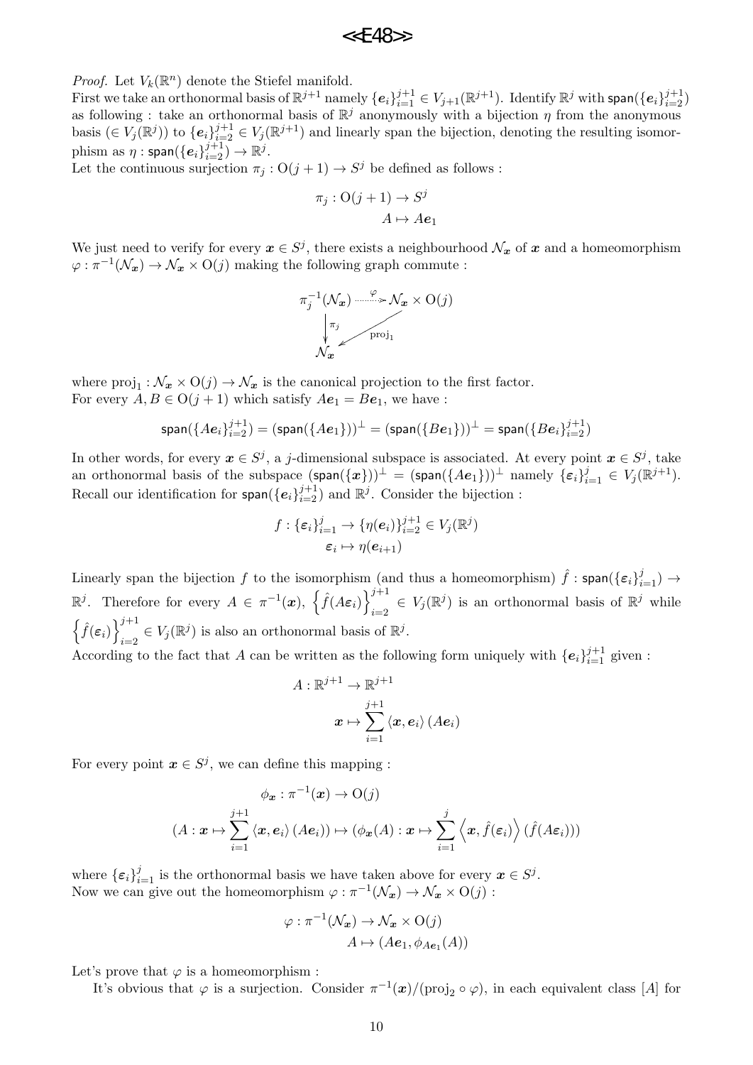*Proof.* Let $V_k(\mathbb{R}^n)$ denote the Stiefel manifold.
First we take an orthonormal basis of $\mathbb{R}^{j+1}$ namely $\{\boldsymbol{e}_i\}_{i=1}^{j+1} \in V_{j+1}(\mathbb{R}^{j+1})$. Identify $\mathbb{R}^j$ with $\mathsf{span}(\{\boldsymbol{e}_i\}_{i=2}^{j+1})$ as following : take an orthonormal basis of $\mathbb{R}^j$ anonymously with a bijection $\eta$ from the anonymous basis ($\in V_j(\mathbb{R}^j)$) to $\{\boldsymbol{e}_i\}_{i=2}^{j+1} \in V_j(\mathbb{R}^{j+1})$ and linearly span the bijection, denoting the resulting isomorphism as $\eta : \mathsf{span}(\{\boldsymbol{e}_i\}_{i=2}^{j+1}) \to \mathbb{R}^j$.
Let the continuous surjection $\pi_j : \mathrm{O}(j+1) \to S^j$ be defined as follows :

$$\pi_j : \mathrm{O}(j+1) \to S^j$$
$$A \mapsto A\boldsymbol{e}_1$$

We just need to verify for every $\boldsymbol{x} \in S^j$, there exists a neighbourhood $\mathcal{N}_{\boldsymbol{x}}$ of $\boldsymbol{x}$ and a homeomorphism $\varphi : \pi^{-1}(\mathcal{N}_{\boldsymbol{x}}) \to \mathcal{N}_{\boldsymbol{x}} \times \mathrm{O}(j)$ making the following graph commute :

$$\begin{array}{ccc} \pi_j^{-1}(\mathcal{N}_{\boldsymbol{x}}) & \overset{\varphi}{\dashrightarrow} & \mathcal{N}_{\boldsymbol{x}} \times \mathrm{O}(j) \\ \downarrow \pi_j & \swarrow \mathrm{proj}_1 & \\ \mathcal{N}_{\boldsymbol{x}} & & \end{array}$$

where $\mathrm{proj}_1 : \mathcal{N}_{\boldsymbol{x}} \times \mathrm{O}(j) \to \mathcal{N}_{\boldsymbol{x}}$ is the canonical projection to the first factor.
For every $A, B \in \mathrm{O}(j+1)$ which satisfy $A\boldsymbol{e}_1 = B\boldsymbol{e}_1$, we have :

$$\mathsf{span}(\{A\boldsymbol{e}_i\}_{i=2}^{j+1}) = (\mathsf{span}(\{A\boldsymbol{e}_1\}))^\perp = (\mathsf{span}(\{B\boldsymbol{e}_1\}))^\perp = \mathsf{span}(\{B\boldsymbol{e}_i\}_{i=2}^{j+1})$$

In other words, for every $\boldsymbol{x} \in S^j$, a $j$-dimensional subspace is associated. At every point $\boldsymbol{x} \in S^j$, take an orthonormal basis of the subspace $(\mathsf{span}(\{\boldsymbol{x}\}))^\perp = (\mathsf{span}(\{A\boldsymbol{e}_1\}))^\perp$ namely $\{\boldsymbol{\varepsilon}_i\}_{i=1}^j \in V_j(\mathbb{R}^{j+1})$. Recall our identification for $\mathsf{span}(\{\boldsymbol{e}_i\}_{i=2}^{j+1})$ and $\mathbb{R}^j$. Consider the bijection :

$$f : \{\boldsymbol{\varepsilon}_i\}_{i=1}^j \to \{\eta(\boldsymbol{e}_i)\}_{i=2}^{j+1} \in V_j(\mathbb{R}^j)$$
$$\boldsymbol{\varepsilon}_i \mapsto \eta(\boldsymbol{e}_{i+1})$$

Linearly span the bijection $f$ to the isomorphism (and thus a homeomorphism) $\hat{f} : \mathsf{span}(\{\boldsymbol{\varepsilon}_i\}_{i=1}^j) \to \mathbb{R}^j$. Therefore for every $A \in \pi^{-1}(\boldsymbol{x})$, $\left\{\hat{f}(A\boldsymbol{\varepsilon}_i)\right\}_{i=2}^{j+1} \in V_j(\mathbb{R}^j)$ is an orthonormal basis of $\mathbb{R}^j$ while $\left\{\hat{f}(\boldsymbol{\varepsilon}_i)\right\}_{i=2}^{j+1} \in V_j(\mathbb{R}^j)$ is also an orthonormal basis of $\mathbb{R}^j$.
According to the fact that $A$ can be written as the following form uniquely with $\{\boldsymbol{e}_i\}_{i=1}^{j+1}$ given :

$$A : \mathbb{R}^{j+1} \to \mathbb{R}^{j+1}$$
$$\boldsymbol{x} \mapsto \sum_{i=1}^{j+1} \langle \boldsymbol{x}, \boldsymbol{e}_i \rangle (A\boldsymbol{e}_i)$$

For every point $\boldsymbol{x} \in S^j$, we can define this mapping :

$$\phi_{\boldsymbol{x}} : \pi^{-1}(\boldsymbol{x}) \to \mathrm{O}(j)$$
$$\left(A : \boldsymbol{x} \mapsto \sum_{i=1}^{j+1} \langle \boldsymbol{x}, \boldsymbol{e}_i \rangle (A\boldsymbol{e}_i)\right) \mapsto \left(\phi_{\boldsymbol{x}}(A) : \boldsymbol{x} \mapsto \sum_{i=1}^{j} \left\langle \boldsymbol{x}, \hat{f}(\boldsymbol{\varepsilon}_i) \right\rangle (\hat{f}(A\boldsymbol{\varepsilon}_i))\right)$$

where $\{\boldsymbol{\varepsilon}_i\}_{i=1}^j$ is the orthonormal basis we have taken above for every $\boldsymbol{x} \in S^j$.
Now we can give out the homeomorphism $\varphi : \pi^{-1}(\mathcal{N}_{\boldsymbol{x}}) \to \mathcal{N}_{\boldsymbol{x}} \times \mathrm{O}(j)$ :

$$\varphi : \pi^{-1}(\mathcal{N}_{\boldsymbol{x}}) \to \mathcal{N}_{\boldsymbol{x}} \times \mathrm{O}(j)$$
$$A \mapsto (A\boldsymbol{e}_1, \phi_{A\boldsymbol{e}_1}(A))$$

Let's prove that $\varphi$ is a homeomorphism :

It's obvious that $\varphi$ is a surjection. Consider $\pi^{-1}(\boldsymbol{x})/(\mathrm{proj}_2 \circ \varphi)$, in each equivalent class $[A]$ for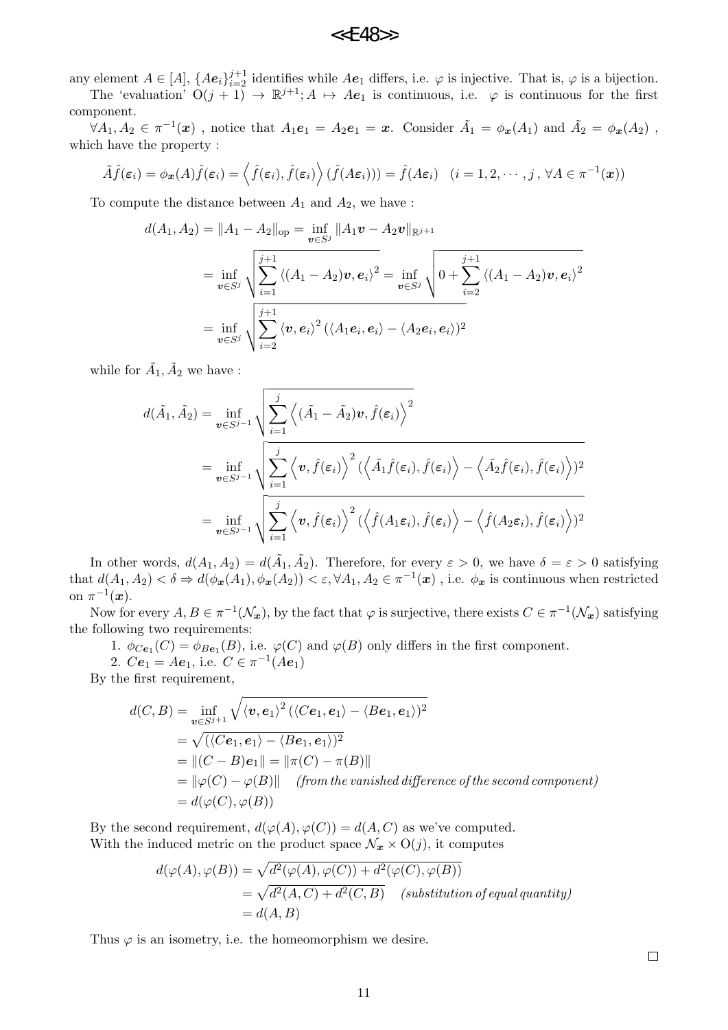any element $A \in [A]$, $\{A\boldsymbol{e}_i\}_{i=2}^{j+1}$ identifies while $A\boldsymbol{e}_1$ differs, i.e. $\varphi$ is injective. That is, $\varphi$ is a bijection.

The 'evaluation' $\mathrm{O}(j+1) \to \mathbb{R}^{j+1}; A \mapsto A\boldsymbol{e}_1$ is continuous, i.e. $\varphi$ is continuous for the first component.

$\forall A_1, A_2 \in \pi^{-1}(\boldsymbol{x})$ , notice that $A_1\boldsymbol{e}_1 = A_2\boldsymbol{e}_1 = \boldsymbol{x}$. Consider $\tilde{A}_1 = \phi_{\boldsymbol{x}}(A_1)$ and $\tilde{A}_2 = \phi_{\boldsymbol{x}}(A_2)$ , which have the property :

$$\tilde{A}\hat{f}(\varepsilon_i) = \phi_{\boldsymbol{x}}(A)\hat{f}(\varepsilon_i) = \left\langle \hat{f}(\varepsilon_i), \hat{f}(\varepsilon_i) \right\rangle (\hat{f}(A\varepsilon_i))) = \hat{f}(A\varepsilon_i) \quad (i = 1, 2, \cdots, j\,, \forall A \in \pi^{-1}(\boldsymbol{x}))$$

To compute the distance between $A_1$ and $A_2$, we have :

$$\begin{aligned}
d(A_1, A_2) &= \|A_1 - A_2\|_{\mathrm{op}} = \inf_{\boldsymbol{v} \in S^j} \|A_1\boldsymbol{v} - A_2\boldsymbol{v}\|_{\mathbb{R}^{j+1}} \\
&= \inf_{\boldsymbol{v} \in S^j} \sqrt{\sum_{i=1}^{j+1} \langle (A_1 - A_2)\boldsymbol{v}, \boldsymbol{e}_i \rangle^2} = \inf_{\boldsymbol{v} \in S^j} \sqrt{0 + \sum_{i=2}^{j+1} \langle (A_1 - A_2)\boldsymbol{v}, \boldsymbol{e}_i \rangle^2} \\
&= \inf_{\boldsymbol{v} \in S^j} \sqrt{\sum_{i=2}^{j+1} \langle \boldsymbol{v}, \boldsymbol{e}_i \rangle^2 (\langle A_1\boldsymbol{e}_i, \boldsymbol{e}_i \rangle - \langle A_2\boldsymbol{e}_i, \boldsymbol{e}_i \rangle)^2}
\end{aligned}$$

while for $\tilde{A}_1, \tilde{A}_2$ we have :

$$\begin{aligned}
d(\tilde{A}_1, \tilde{A}_2) &= \inf_{\boldsymbol{v} \in S^{j-1}} \sqrt{\sum_{i=1}^{j} \left\langle (\tilde{A}_1 - \tilde{A}_2)\boldsymbol{v}, \hat{f}(\varepsilon_i) \right\rangle^2} \\
&= \inf_{\boldsymbol{v} \in S^{j-1}} \sqrt{\sum_{i=1}^{j} \left\langle \boldsymbol{v}, \hat{f}(\varepsilon_i) \right\rangle^2 (\left\langle \tilde{A}_1\hat{f}(\varepsilon_i), \hat{f}(\varepsilon_i) \right\rangle - \left\langle \tilde{A}_2\hat{f}(\varepsilon_i), \hat{f}(\varepsilon_i) \right\rangle)^2} \\
&= \inf_{\boldsymbol{v} \in S^{j-1}} \sqrt{\sum_{i=1}^{j} \left\langle \boldsymbol{v}, \hat{f}(\varepsilon_i) \right\rangle^2 (\left\langle \hat{f}(A_1\varepsilon_i), \hat{f}(\varepsilon_i) \right\rangle - \left\langle \hat{f}(A_2\varepsilon_i), \hat{f}(\varepsilon_i) \right\rangle)^2}
\end{aligned}$$

In other words, $d(A_1, A_2) = d(\tilde{A}_1, \tilde{A}_2)$. Therefore, for every $\varepsilon > 0$, we have $\delta = \varepsilon > 0$ satisfying that $d(A_1, A_2) < \delta \Rightarrow d(\phi_{\boldsymbol{x}}(A_1), \phi_{\boldsymbol{x}}(A_2)) < \varepsilon, \forall A_1, A_2 \in \pi^{-1}(\boldsymbol{x})$ , i.e. $\phi_{\boldsymbol{x}}$ is continuous when restricted on $\pi^{-1}(\boldsymbol{x})$.

Now for every $A, B \in \pi^{-1}(\mathcal{N}_{\boldsymbol{x}})$, by the fact that $\varphi$ is surjective, there exists $C \in \pi^{-1}(\mathcal{N}_{\boldsymbol{x}})$ satisfying the following two requirements:

1. $\phi_{C\boldsymbol{e}_1}(C) = \phi_{B\boldsymbol{e}_1}(B)$, i.e. $\varphi(C)$ and $\varphi(B)$ only differs in the first component.
2. $C\boldsymbol{e}_1 = A\boldsymbol{e}_1$, i.e. $C \in \pi^{-1}(A\boldsymbol{e}_1)$

By the first requirement,

$$\begin{aligned}
d(C, B) &= \inf_{\boldsymbol{v} \in S^{j+1}} \sqrt{\langle \boldsymbol{v}, \boldsymbol{e}_1 \rangle^2 (\langle C\boldsymbol{e}_1, \boldsymbol{e}_1 \rangle - \langle B\boldsymbol{e}_1, \boldsymbol{e}_1 \rangle)^2} \\
&= \sqrt{(\langle C\boldsymbol{e}_1, \boldsymbol{e}_1 \rangle - \langle B\boldsymbol{e}_1, \boldsymbol{e}_1 \rangle)^2} \\
&= \|(C - B)\boldsymbol{e}_1\| = \|\pi(C) - \pi(B)\| \\
&= \|\varphi(C) - \varphi(B)\| \quad \textit{(from the vanished difference of the second component)} \\
&= d(\varphi(C), \varphi(B))
\end{aligned}$$

By the second requirement, $d(\varphi(A), \varphi(C)) = d(A, C)$ as we've computed.

With the induced metric on the product space $\mathcal{N}_{\boldsymbol{x}} \times \mathrm{O}(j)$, it computes

$$\begin{aligned}
d(\varphi(A), \varphi(B)) &= \sqrt{d^2(\varphi(A), \varphi(C)) + d^2(\varphi(C), \varphi(B))} \\
&= \sqrt{d^2(A, C) + d^2(C, B)} \quad \textit{(substitution of equal quantity)} \\
&= d(A, B)
\end{aligned}$$

Thus $\varphi$ is an isometry, i.e. the homeomorphism we desire.

□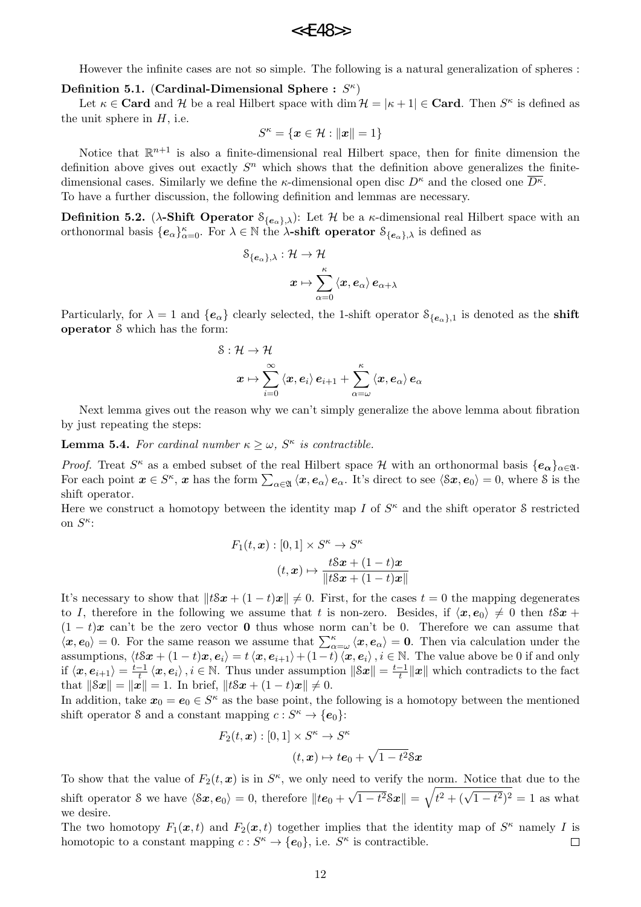However the infinite cases are not so simple. The following is a natural generalization of spheres :

**Definition 5.1.** (**Cardinal-Dimensional Sphere :** $S^\kappa$)

Let $\kappa \in \mathbf{Card}$ and $\mathcal{H}$ be a real Hilbert space with $\dim \mathcal{H} = |\kappa + 1| \in \mathbf{Card}$. Then $S^\kappa$ is defined as the unit sphere in $H$, i.e.

$$S^\kappa = \{\boldsymbol{x} \in \mathcal{H} : \|\boldsymbol{x}\| = 1\}$$

Notice that $\mathbb{R}^{n+1}$ is also a finite-dimensional real Hilbert space, then for finite dimension the definition above gives out exactly $S^n$ which shows that the definition above generalizes the finite-dimensional cases. Similarly we define the $\kappa$-dimensional open disc $D^\kappa$ and the closed one $\overline{D^\kappa}$.
To have a further discussion, the following definition and lemmas are necessary.

**Definition 5.2.** ($\lambda$**-Shift Operator** $\mathcal{S}_{\{\boldsymbol{e}_\alpha\},\lambda}$): Let $\mathcal{H}$ be a $\kappa$-dimensional real Hilbert space with an orthonormal basis $\{\boldsymbol{e}_\alpha\}_{\alpha=0}^{\kappa}$. For $\lambda \in \mathbb{N}$ the $\lambda$**-shift operator** $\mathcal{S}_{\{\boldsymbol{e}_\alpha\},\lambda}$ is defined as

$$\mathcal{S}_{\{\boldsymbol{e}_\alpha\},\lambda} : \mathcal{H} \to \mathcal{H}$$
$$\boldsymbol{x} \mapsto \sum_{\alpha=0}^{\kappa} \langle \boldsymbol{x}, \boldsymbol{e}_\alpha \rangle \, \boldsymbol{e}_{\alpha+\lambda}$$

Particularly, for $\lambda = 1$ and $\{\boldsymbol{e}_\alpha\}$ clearly selected, the 1-shift operator $\mathcal{S}_{\{\boldsymbol{e}_\alpha\},1}$ is denoted as the **shift operator** $\mathcal{S}$ which has the form:

$$\mathcal{S} : \mathcal{H} \to \mathcal{H}$$
$$\boldsymbol{x} \mapsto \sum_{i=0}^{\infty} \langle \boldsymbol{x}, \boldsymbol{e}_i \rangle \, \boldsymbol{e}_{i+1} + \sum_{\alpha=\omega}^{\kappa} \langle \boldsymbol{x}, \boldsymbol{e}_\alpha \rangle \, \boldsymbol{e}_\alpha$$

Next lemma gives out the reason why we can't simply generalize the above lemma about fibration by just repeating the steps:

**Lemma 5.4.** *For cardinal number $\kappa \geq \omega$, $S^\kappa$ is contractible.*

*Proof.* Treat $S^\kappa$ as a embed subset of the real Hilbert space $\mathcal{H}$ with an orthonormal basis $\{\boldsymbol{e}_{\boldsymbol{\alpha}}\}_{\alpha \in \mathfrak{A}}$. For each point $\boldsymbol{x} \in S^\kappa$, $\boldsymbol{x}$ has the form $\sum_{\alpha \in \mathfrak{A}} \langle \boldsymbol{x}, \boldsymbol{e}_\alpha \rangle \boldsymbol{e}_\alpha$. It's direct to see $\langle \mathcal{S}\boldsymbol{x}, \boldsymbol{e}_0 \rangle = 0$, where $\mathcal{S}$ is the shift operator.
Here we construct a homotopy between the identity map $I$ of $S^\kappa$ and the shift operator $\mathcal{S}$ restricted on $S^\kappa$:

$$F_1(t, \boldsymbol{x}) : [0,1] \times S^\kappa \to S^\kappa$$
$$(t, \boldsymbol{x}) \mapsto \frac{t\mathcal{S}\boldsymbol{x} + (1-t)\boldsymbol{x}}{\|t\mathcal{S}\boldsymbol{x} + (1-t)\boldsymbol{x}\|}$$

It's necessary to show that $\|t\mathcal{S}\boldsymbol{x} + (1-t)\boldsymbol{x}\| \neq 0$. First, for the cases $t = 0$ the mapping degenerates to $I$, therefore in the following we assume that $t$ is non-zero. Besides, if $\langle \boldsymbol{x}, \boldsymbol{e}_0 \rangle \neq 0$ then $t\mathcal{S}\boldsymbol{x} + (1-t)\boldsymbol{x}$ can't be the zero vector $\mathbf{0}$ thus whose norm can't be 0. Therefore we can assume that $\langle \boldsymbol{x}, \boldsymbol{e}_0 \rangle = 0$. For the same reason we assume that $\sum_{\alpha=\omega}^{\kappa} \langle \boldsymbol{x}, \boldsymbol{e}_\alpha \rangle = \mathbf{0}$. Then via calculation under the assumptions, $\langle t\mathcal{S}\boldsymbol{x} + (1-t)\boldsymbol{x}, \boldsymbol{e}_i \rangle = t\langle \boldsymbol{x}, \boldsymbol{e}_{i+1} \rangle + (1-t)\langle \boldsymbol{x}, \boldsymbol{e}_i \rangle, i \in \mathbb{N}$. The value above be 0 if and only if $\langle \boldsymbol{x}, \boldsymbol{e}_{i+1} \rangle = \frac{t-1}{t}\langle \boldsymbol{x}, \boldsymbol{e}_i \rangle, i \in \mathbb{N}$. Thus under assumption $\|\mathcal{S}\boldsymbol{x}\| = \frac{t-1}{t}\|\boldsymbol{x}\|$ which contradicts to the fact that $\|\mathcal{S}\boldsymbol{x}\| = \|\boldsymbol{x}\| = 1$. In brief, $\|t\mathcal{S}\boldsymbol{x} + (1-t)\boldsymbol{x}\| \neq 0$.
In addition, take $\boldsymbol{x}_0 = \boldsymbol{e}_0 \in S^\kappa$ as the base point, the following is a homotopy between the mentioned shift operator $\mathcal{S}$ and a constant mapping $c : S^\kappa \to \{\boldsymbol{e}_0\}$:

$$F_2(t, \boldsymbol{x}) : [0,1] \times S^\kappa \to S^\kappa$$
$$(t, \boldsymbol{x}) \mapsto t\boldsymbol{e}_0 + \sqrt{1-t^2}\mathcal{S}\boldsymbol{x}$$

To show that the value of $F_2(t, \boldsymbol{x})$ is in $S^\kappa$, we only need to verify the norm. Notice that due to the shift operator $\mathcal{S}$ we have $\langle \mathcal{S}\boldsymbol{x}, \boldsymbol{e}_0 \rangle = 0$, therefore $\|t\boldsymbol{e}_0 + \sqrt{1-t^2}\mathcal{S}\boldsymbol{x}\| = \sqrt{t^2 + (\sqrt{1-t^2})^2} = 1$ as what we desire.
The two homotopy $F_1(\boldsymbol{x}, t)$ and $F_2(\boldsymbol{x}, t)$ together implies that the identity map of $S^\kappa$ namely $I$ is homotopic to a constant mapping $c : S^\kappa \to \{\boldsymbol{e}_0\}$, i.e. $S^\kappa$ is contractible. $\square$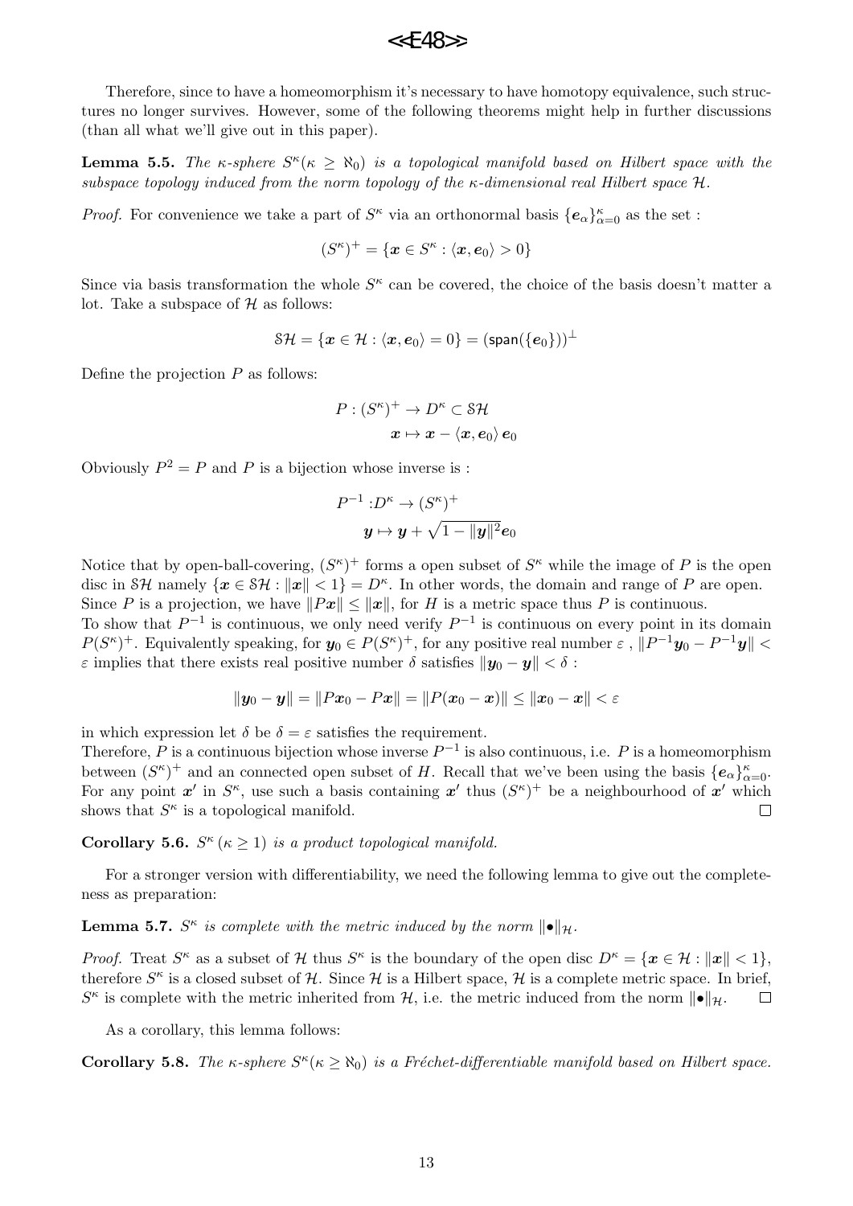Therefore, since to have a homeomorphism it's necessary to have homotopy equivalence, such structures no longer survives. However, some of the following theorems might help in further discussions (than all what we'll give out in this paper).

**Lemma 5.5.** *The $\kappa$-sphere $S^\kappa (\kappa \geq \aleph_0)$ is a topological manifold based on Hilbert space with the subspace topology induced from the norm topology of the $\kappa$-dimensional real Hilbert space $\mathcal{H}$.*

*Proof.* For convenience we take a part of $S^\kappa$ via an orthonormal basis $\{\boldsymbol{e}_\alpha\}_{\alpha=0}^{\kappa}$ as the set :

$$(S^\kappa)^+ = \{\boldsymbol{x} \in S^\kappa : \langle \boldsymbol{x}, \boldsymbol{e}_0 \rangle > 0\}$$

Since via basis transformation the whole $S^\kappa$ can be covered, the choice of the basis doesn't matter a lot. Take a subspace of $\mathcal{H}$ as follows:

$$\mathcal{SH} = \{\boldsymbol{x} \in \mathcal{H} : \langle \boldsymbol{x}, \boldsymbol{e}_0 \rangle = 0\} = (\mathsf{span}(\{\boldsymbol{e}_0\}))^\perp$$

Define the projection $P$ as follows:

$$P : (S^\kappa)^+ \to D^\kappa \subset \mathcal{SH}$$
$$\boldsymbol{x} \mapsto \boldsymbol{x} - \langle \boldsymbol{x}, \boldsymbol{e}_0 \rangle \boldsymbol{e}_0$$

Obviously $P^2 = P$ and $P$ is a bijection whose inverse is :

$$P^{-1} : D^\kappa \to (S^\kappa)^+$$
$$\boldsymbol{y} \mapsto \boldsymbol{y} + \sqrt{1 - \|\boldsymbol{y}\|^2}\boldsymbol{e}_0$$

Notice that by open-ball-covering, $(S^\kappa)^+$ forms a open subset of $S^\kappa$ while the image of $P$ is the open disc in $\mathcal{SH}$ namely $\{\boldsymbol{x} \in \mathcal{SH} : \|\boldsymbol{x}\| < 1\} = D^\kappa$. In other words, the domain and range of $P$ are open. Since $P$ is a projection, we have $\|P\boldsymbol{x}\| \leq \|\boldsymbol{x}\|$, for $H$ is a metric space thus $P$ is continuous.
To show that $P^{-1}$ is continuous, we only need verify $P^{-1}$ is continuous on every point in its domain $P(S^\kappa)^+$. Equivalently speaking, for $\boldsymbol{y}_0 \in P(S^\kappa)^+$, for any positive real number $\varepsilon$ , $\|P^{-1}\boldsymbol{y}_0 - P^{-1}\boldsymbol{y}\| < \varepsilon$ implies that there exists real positive number $\delta$ satisfies $\|\boldsymbol{y}_0 - \boldsymbol{y}\| < \delta$ :

$$\|\boldsymbol{y}_0 - \boldsymbol{y}\| = \|P\boldsymbol{x}_0 - P\boldsymbol{x}\| = \|P(\boldsymbol{x}_0 - \boldsymbol{x})\| \leq \|\boldsymbol{x}_0 - \boldsymbol{x}\| < \varepsilon$$

in which expression let $\delta$ be $\delta = \varepsilon$ satisfies the requirement.
Therefore, $P$ is a continuous bijection whose inverse $P^{-1}$ is also continuous, i.e. $P$ is a homeomorphism between $(S^\kappa)^+$ and an connected open subset of $H$. Recall that we've been using the basis $\{\boldsymbol{e}_\alpha\}_{\alpha=0}^{\kappa}$. For any point $\boldsymbol{x}'$ in $S^\kappa$, use such a basis containing $\boldsymbol{x}'$ thus $(S^\kappa)^+$ be a neighbourhood of $\boldsymbol{x}'$ which shows that $S^\kappa$ is a topological manifold. $\square$

**Corollary 5.6.** *$S^\kappa \, (\kappa \geq 1)$ is a product topological manifold.*

For a stronger version with differentiability, we need the following lemma to give out the completeness as preparation:

**Lemma 5.7.** *$S^\kappa$ is complete with the metric induced by the norm $\|\bullet\|_{\mathcal{H}}$.*

*Proof.* Treat $S^\kappa$ as a subset of $\mathcal{H}$ thus $S^\kappa$ is the boundary of the open disc $D^\kappa = \{\boldsymbol{x} \in \mathcal{H} : \|\boldsymbol{x}\| < 1\}$, therefore $S^\kappa$ is a closed subset of $\mathcal{H}$. Since $\mathcal{H}$ is a Hilbert space, $\mathcal{H}$ is a complete metric space. In brief, $S^\kappa$ is complete with the metric inherited from $\mathcal{H}$, i.e. the metric induced from the norm $\|\bullet\|_{\mathcal{H}}$. $\square$

As a corollary, this lemma follows:

**Corollary 5.8.** *The $\kappa$-sphere $S^\kappa (\kappa \geq \aleph_0)$ is a Fréchet-differentiable manifold based on Hilbert space.*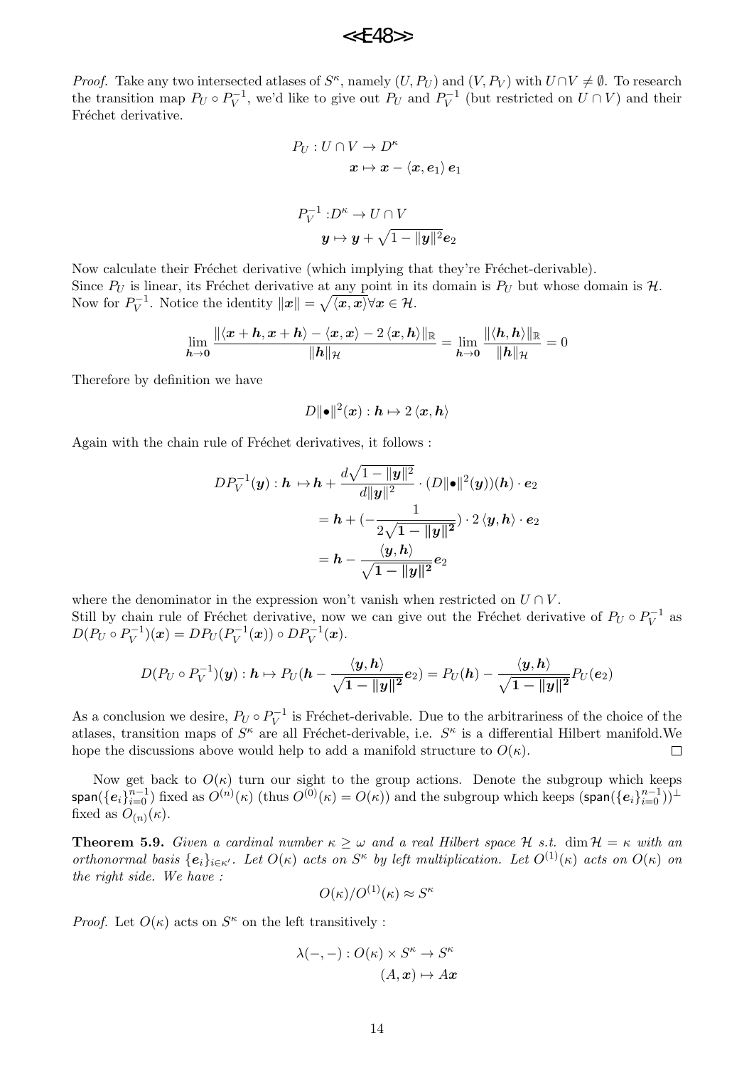*Proof.* Take any two intersected atlases of $S^\kappa$, namely $(U, P_U)$ and $(V, P_V)$ with $U \cap V \neq \emptyset$. To research the transition map $P_U \circ P_V^{-1}$, we'd like to give out $P_U$ and $P_V^{-1}$ (but restricted on $U \cap V$) and their Fréchet derivative.

$$
\begin{aligned}
P_U : U \cap V &\to D^\kappa \\
\boldsymbol{x} &\mapsto \boldsymbol{x} - \langle \boldsymbol{x}, \boldsymbol{e}_1 \rangle \boldsymbol{e}_1
\end{aligned}
$$

$$
\begin{aligned}
P_V^{-1} : D^\kappa &\to U \cap V \\
\boldsymbol{y} &\mapsto \boldsymbol{y} + \sqrt{1 - \|\boldsymbol{y}\|^2} \boldsymbol{e}_2
\end{aligned}
$$

Now calculate their Fréchet derivative (which implying that they're Fréchet-derivable).
Since $P_U$ is linear, its Fréchet derivative at any point in its domain is $P_U$ but whose domain is $\mathcal{H}$.
Now for $P_V^{-1}$. Notice the identity $\|\boldsymbol{x}\| = \sqrt{\langle \boldsymbol{x}, \boldsymbol{x} \rangle} \forall \boldsymbol{x} \in \mathcal{H}$.

$$
\lim_{\boldsymbol{h} \to \boldsymbol{0}} \frac{\| \langle \boldsymbol{x} + \boldsymbol{h}, \boldsymbol{x} + \boldsymbol{h} \rangle - \langle \boldsymbol{x}, \boldsymbol{x} \rangle - 2 \langle \boldsymbol{x}, \boldsymbol{h} \rangle \|_{\mathbb{R}}}{\|\boldsymbol{h}\|_{\mathcal{H}}} = \lim_{\boldsymbol{h} \to \boldsymbol{0}} \frac{\| \langle \boldsymbol{h}, \boldsymbol{h} \rangle \|_{\mathbb{R}}}{\|\boldsymbol{h}\|_{\mathcal{H}}} = 0
$$

Therefore by definition we have

$$
D\|\bullet\|^2(\boldsymbol{x}) : \boldsymbol{h} \mapsto 2 \langle \boldsymbol{x}, \boldsymbol{h} \rangle
$$

Again with the chain rule of Fréchet derivatives, it follows :

$$
\begin{aligned}
DP_V^{-1}(\boldsymbol{y}) : \boldsymbol{h} &\mapsto \boldsymbol{h} + \frac{d\sqrt{1 - \|\boldsymbol{y}\|^2}}{d\|\boldsymbol{y}\|^2} \cdot (D\|\bullet\|^2(\boldsymbol{y}))(\boldsymbol{h}) \cdot \boldsymbol{e}_2 \\
&= \boldsymbol{h} + \left(-\frac{1}{2\sqrt{\boldsymbol{1} - \|\boldsymbol{y}\|^{\boldsymbol{2}}}}\right) \cdot 2 \langle \boldsymbol{y}, \boldsymbol{h} \rangle \cdot \boldsymbol{e}_2 \\
&= \boldsymbol{h} - \frac{\langle \boldsymbol{y}, \boldsymbol{h} \rangle}{\sqrt{\boldsymbol{1} - \|\boldsymbol{y}\|^{\boldsymbol{2}}}} \boldsymbol{e}_2
\end{aligned}
$$

where the denominator in the expression won't vanish when restricted on $U \cap V$.
Still by chain rule of Fréchet derivative, now we can give out the Fréchet derivative of $P_U \circ P_V^{-1}$ as $D(P_U \circ P_V^{-1})(\boldsymbol{x}) = DP_U(P_V^{-1}(\boldsymbol{x})) \circ DP_V^{-1}(\boldsymbol{x})$.

$$
D(P_U \circ P_V^{-1})(\boldsymbol{y}) : \boldsymbol{h} \mapsto P_U\left(\boldsymbol{h} - \frac{\langle \boldsymbol{y}, \boldsymbol{h} \rangle}{\sqrt{\boldsymbol{1} - \|\boldsymbol{y}\|^{\boldsymbol{2}}}} \boldsymbol{e}_2\right) = P_U(\boldsymbol{h}) - \frac{\langle \boldsymbol{y}, \boldsymbol{h} \rangle}{\sqrt{\boldsymbol{1} - \|\boldsymbol{y}\|^{\boldsymbol{2}}}} P_U(\boldsymbol{e}_2)
$$

As a conclusion we desire, $P_U \circ P_V^{-1}$ is Fréchet-derivable. Due to the arbitrariness of the choice of the atlases, transition maps of $S^\kappa$ are all Fréchet-derivable, i.e. $S^\kappa$ is a differential Hilbert manifold.We hope the discussions above would help to add a manifold structure to $O(\kappa)$. ∎

Now get back to $O(\kappa)$ turn our sight to the group actions. Denote the subgroup which keeps $\mathsf{span}(\{\boldsymbol{e}_i\}_{i=0}^{n-1})$ fixed as $O^{(n)}(\kappa)$ (thus $O^{(0)}(\kappa) = O(\kappa)$) and the subgroup which keeps $(\mathsf{span}(\{\boldsymbol{e}_i\}_{i=0}^{n-1}))^\perp$ fixed as $O_{(n)}(\kappa)$.

**Theorem 5.9.** *Given a cardinal number $\kappa \geq \omega$ and a real Hilbert space $\mathcal{H}$ s.t. $\dim \mathcal{H} = \kappa$ with an orthonormal basis $\{\boldsymbol{e}_i\}_{i \in \kappa'}$. Let $O(\kappa)$ acts on $S^\kappa$ by left multiplication. Let $O^{(1)}(\kappa)$ acts on $O(\kappa)$ on the right side. We have :*

$$
O(\kappa)/O^{(1)}(\kappa) \approx S^\kappa
$$

*Proof.* Let $O(\kappa)$ acts on $S^\kappa$ on the left transitively :

$$
\begin{aligned}
\lambda(-,-) : O(\kappa) \times S^\kappa &\to S^\kappa \\
(A, \boldsymbol{x}) &\mapsto A\boldsymbol{x}
\end{aligned}
$$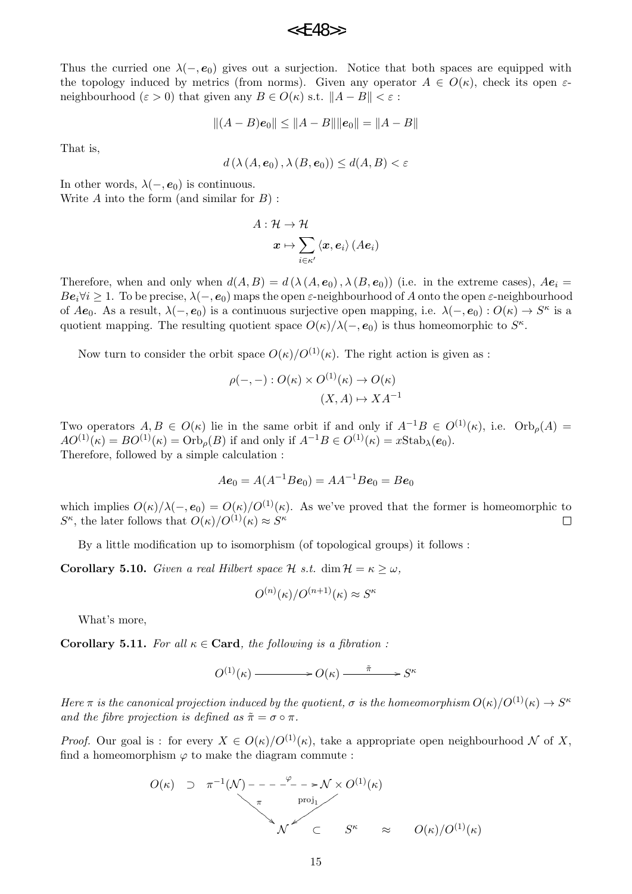Thus the curried one $\lambda(-, \boldsymbol{e}_0)$ gives out a surjection. Notice that both spaces are equipped with the topology induced by metrics (from norms). Given any operator $A \in O(\kappa)$, check its open $\varepsilon$-neighbourhood ($\varepsilon > 0$) that given any $B \in O(\kappa)$ s.t. $\|A - B\| < \varepsilon$ :

$$\|(A - B)\boldsymbol{e}_0\| \leq \|A - B\| \|\boldsymbol{e}_0\| = \|A - B\|$$

That is,

$$d\left(\lambda\left(A, \boldsymbol{e}_0\right), \lambda\left(B, \boldsymbol{e}_0\right)\right) \leq d(A, B) < \varepsilon$$

In other words, $\lambda(-, \boldsymbol{e}_0)$ is continuous.
Write $A$ into the form (and similar for $B$) :

$$\begin{aligned} A : \mathcal{H} &\to \mathcal{H} \\ \boldsymbol{x} &\mapsto \sum_{i \in \kappa'} \langle \boldsymbol{x}, \boldsymbol{e}_i \rangle \left(A\boldsymbol{e}_i\right) \end{aligned}$$

Therefore, when and only when $d(A, B) = d\left(\lambda\left(A, \boldsymbol{e}_0\right), \lambda\left(B, \boldsymbol{e}_0\right)\right)$ (i.e. in the extreme cases), $A\boldsymbol{e}_i = B\boldsymbol{e}_i \forall i \geq 1$. To be precise, $\lambda(-, \boldsymbol{e}_0)$ maps the open $\varepsilon$-neighbourhood of $A$ onto the open $\varepsilon$-neighbourhood of $A\boldsymbol{e}_0$. As a result, $\lambda(-, \boldsymbol{e}_0)$ is a continuous surjective open mapping, i.e. $\lambda(-, \boldsymbol{e}_0) : O(\kappa) \to S^\kappa$ is a quotient mapping. The resulting quotient space $O(\kappa)/\lambda(-, \boldsymbol{e}_0)$ is thus homeomorphic to $S^\kappa$.

Now turn to consider the orbit space $O(\kappa)/O^{(1)}(\kappa)$. The right action is given as :

$$\begin{aligned} \rho(-, -) : O(\kappa) \times O^{(1)}(\kappa) &\to O(\kappa) \\ (X, A) &\mapsto XA^{-1} \end{aligned}$$

Two operators $A, B \in O(\kappa)$ lie in the same orbit if and only if $A^{-1}B \in O^{(1)}(\kappa)$, i.e. $\mathrm{Orb}_\rho(A) = AO^{(1)}(\kappa) = BO^{(1)}(\kappa) = \mathrm{Orb}_\rho(B)$ if and only if $A^{-1}B \in O^{(1)}(\kappa) = x\mathrm{Stab}_\lambda(\boldsymbol{e}_0)$.
Therefore, followed by a simple calculation :

$$A\boldsymbol{e}_0 = A(A^{-1}B\boldsymbol{e}_0) = AA^{-1}B\boldsymbol{e}_0 = B\boldsymbol{e}_0$$

which implies $O(\kappa)/\lambda(-, \boldsymbol{e}_0) = O(\kappa)/O^{(1)}(\kappa)$. As we've proved that the former is homeomorphic to $S^\kappa$, the later follows that $O(\kappa)/O^{(1)}(\kappa) \approx S^\kappa$ ∎

By a little modification up to isomorphism (of topological groups) it follows :

**Corollary 5.10.** *Given a real Hilbert space $\mathcal{H}$ s.t. $\dim \mathcal{H} = \kappa \geq \omega$,*

$$O^{(n)}(\kappa)/O^{(n+1)}(\kappa) \approx S^\kappa$$

What's more,

**Corollary 5.11.** *For all $\kappa \in \mathbf{Card}$, the following is a fibration :*

$$O^{(1)}(\kappa) \longrightarrow O(\kappa) \xrightarrow{\ \tilde{\pi}\ } S^\kappa$$

*Here $\pi$ is the canonical projection induced by the quotient, $\sigma$ is the homeomorphism $O(\kappa)/O^{(1)}(\kappa) \to S^\kappa$ and the fibre projection is defined as $\tilde{\pi} = \sigma \circ \pi$.*

*Proof.* Our goal is : for every $X \in O(\kappa)/O^{(1)}(\kappa)$, take a appropriate open neighbourhood $\mathcal{N}$ of $X$, find a homeomorphism $\varphi$ to make the diagram commute :

$$\begin{array}{ccccccc} O(\kappa) & \supset & \pi^{-1}(\mathcal{N}) & \overset{\varphi}{\dashrightarrow} & \mathcal{N} \times O^{(1)}(\kappa) & & \\ & & {\scriptstyle\pi}\searrow & & \swarrow{\scriptstyle\mathrm{proj}_1} & & \\ & & & \mathcal{N} & \subset & S^\kappa & \approx & O(\kappa)/O^{(1)}(\kappa) \end{array}$$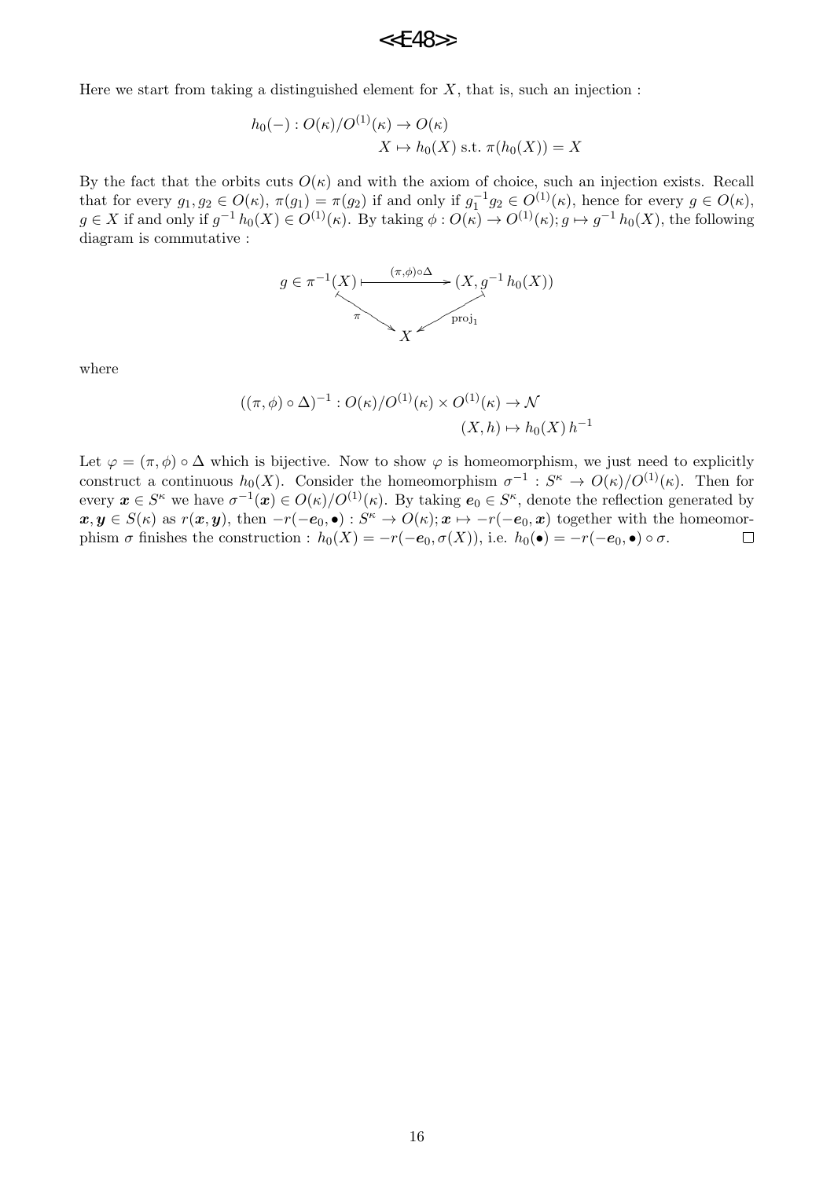Here we start from taking a distinguished element for $X$, that is, such an injection :

$$h_0(-) : O(\kappa)/O^{(1)}(\kappa) \to O(\kappa)$$
$$X \mapsto h_0(X) \text{ s.t. } \pi(h_0(X)) = X$$

By the fact that the orbits cuts $O(\kappa)$ and with the axiom of choice, such an injection exists. Recall that for every $g_1, g_2 \in O(\kappa)$, $\pi(g_1) = \pi(g_2)$ if and only if $g_1^{-1} g_2 \in O^{(1)}(\kappa)$, hence for every $g \in O(\kappa)$, $g \in X$ if and only if $g^{-1}\, h_0(X) \in O^{(1)}(\kappa)$. By taking $\phi : O(\kappa) \to O^{(1)}(\kappa); g \mapsto g^{-1}\, h_0(X)$, the following diagram is commutative :

$$\begin{array}{ccc} g \in \pi^{-1}(X) & \xrightarrow{(\pi,\phi)\circ\Delta} & (X, g^{-1}\, h_0(X)) \\ & \searrow^{\pi} \quad \swarrow_{\text{proj}_1} & \\ & X & \end{array}$$

where

$$((\pi, \phi) \circ \Delta)^{-1} : O(\kappa)/O^{(1)}(\kappa) \times O^{(1)}(\kappa) \to \mathcal{N}$$
$$(X, h) \mapsto h_0(X)\, h^{-1}$$

Let $\varphi = (\pi, \phi) \circ \Delta$ which is bijective. Now to show $\varphi$ is homeomorphism, we just need to explicitly construct a continuous $h_0(X)$. Consider the homeomorphism $\sigma^{-1} : S^\kappa \to O(\kappa)/O^{(1)}(\kappa)$. Then for every $\boldsymbol{x} \in S^\kappa$ we have $\sigma^{-1}(\boldsymbol{x}) \in O(\kappa)/O^{(1)}(\kappa)$. By taking $\boldsymbol{e}_0 \in S^\kappa$, denote the reflection generated by $\boldsymbol{x}, \boldsymbol{y} \in S(\kappa)$ as $r(\boldsymbol{x}, \boldsymbol{y})$, then $-r(-\boldsymbol{e}_0, \bullet) : S^\kappa \to O(\kappa); \boldsymbol{x} \mapsto -r(-\boldsymbol{e}_0, \boldsymbol{x})$ together with the homeomorphism $\sigma$ finishes the construction : $h_0(X) = -r(-\boldsymbol{e}_0, \sigma(X))$, i.e. $h_0(\bullet) = -r(-\boldsymbol{e}_0, \bullet) \circ \sigma$. $\square$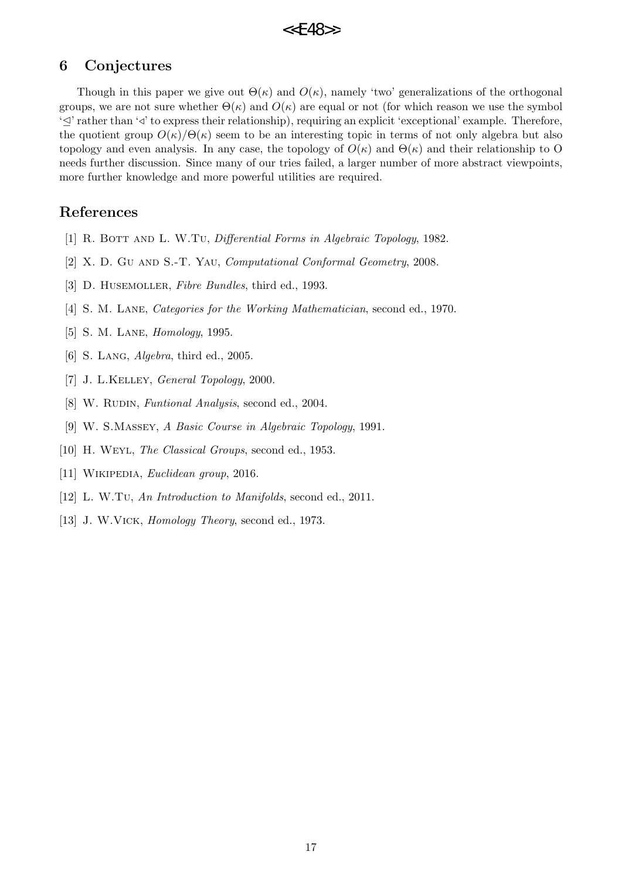## 6 Conjectures

Though in this paper we give out $\Theta(\kappa)$ and $O(\kappa)$, namely 'two' generalizations of the orthogonal groups, we are not sure whether $\Theta(\kappa)$ and $O(\kappa)$ are equal or not (for which reason we use the symbol '$\trianglelefteq$' rather than '$\triangleleft$' to express their relationship), requiring an explicit 'exceptional' example. Therefore, the quotient group $O(\kappa)/\Theta(\kappa)$ seem to be an interesting topic in terms of not only algebra but also topology and even analysis. In any case, the topology of $O(\kappa)$ and $\Theta(\kappa)$ and their relationship to O needs further discussion. Since many of our tries failed, a larger number of more abstract viewpoints, more further knowledge and more powerful utilities are required.

## References

[1] R. Bott and L. W.Tu, *Differential Forms in Algebraic Topology*, 1982.

[2] X. D. Gu and S.-T. Yau, *Computational Conformal Geometry*, 2008.

[3] D. Husemoller, *Fibre Bundles*, third ed., 1993.

[4] S. M. Lane, *Categories for the Working Mathematician*, second ed., 1970.

[5] S. M. Lane, *Homology*, 1995.

[6] S. Lang, *Algebra*, third ed., 2005.

[7] J. L.Kelley, *General Topology*, 2000.

[8] W. Rudin, *Funtional Analysis*, second ed., 2004.

[9] W. S.Massey, *A Basic Course in Algebraic Topology*, 1991.

[10] H. Weyl, *The Classical Groups*, second ed., 1953.

[11] Wikipedia, *Euclidean group*, 2016.

[12] L. W.Tu, *An Introduction to Manifolds*, second ed., 2011.

[13] J. W.Vick, *Homology Theory*, second ed., 1973.